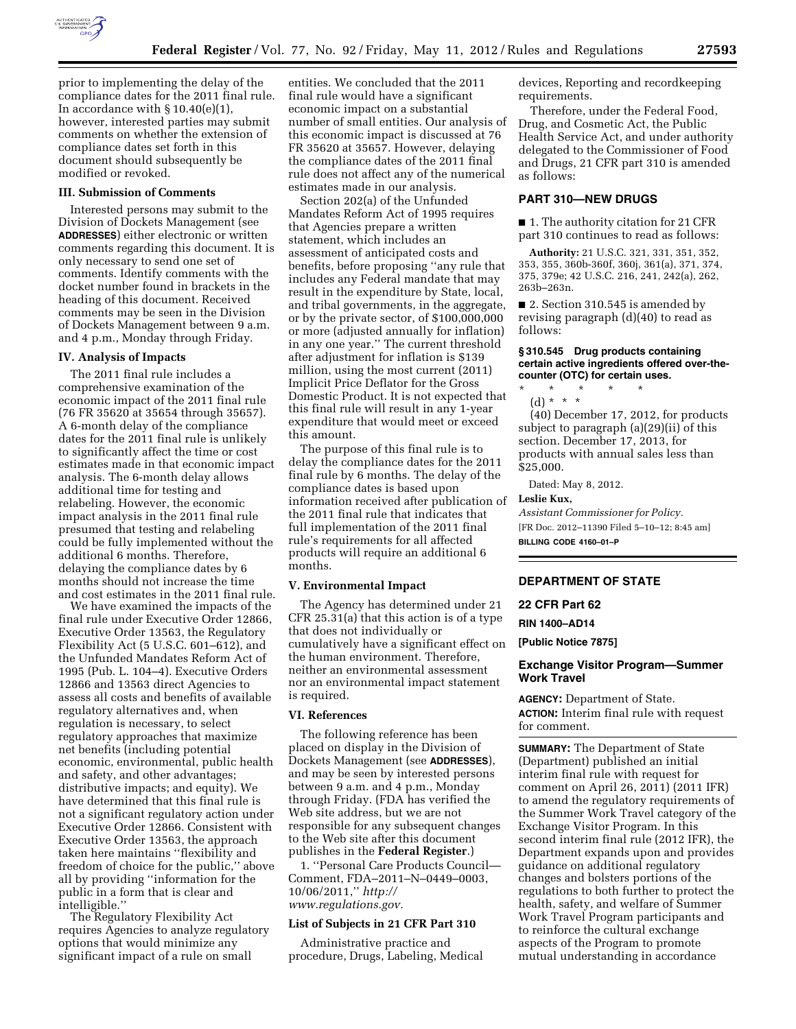prior to implementing the delay of the compliance dates for the 2011 final rule. In accordance with § 10.40(e)(1), however, interested parties may submit comments on whether the extension of compliance dates set forth in this document should subsequently be modified or revoked.

### III. Submission of Comments

Interested persons may submit to the Division of Dockets Management (see **ADDRESSES**) either electronic or written comments regarding this document. It is only necessary to send one set of comments. Identify comments with the docket number found in brackets in the heading of this document. Received comments may be seen in the Division of Dockets Management between 9 a.m. and 4 p.m., Monday through Friday.

### IV. Analysis of Impacts

The 2011 final rule includes a comprehensive examination of the economic impact of the 2011 final rule (76 FR 35620 at 35654 through 35657). A 6-month delay of the compliance dates for the 2011 final rule is unlikely to significantly affect the time or cost estimates made in that economic impact analysis. The 6-month delay allows additional time for testing and relabeling. However, the economic impact analysis in the 2011 final rule presumed that testing and relabeling could be fully implemented without the additional 6 months. Therefore, delaying the compliance dates by 6 months should not increase the time and cost estimates in the 2011 final rule.

We have examined the impacts of the final rule under Executive Order 12866, Executive Order 13563, the Regulatory Flexibility Act (5 U.S.C. 601–612), and the Unfunded Mandates Reform Act of 1995 (Pub. L. 104–4). Executive Orders 12866 and 13563 direct Agencies to assess all costs and benefits of available regulatory alternatives and, when regulation is necessary, to select regulatory approaches that maximize net benefits (including potential economic, environmental, public health and safety, and other advantages; distributive impacts; and equity). We have determined that this final rule is not a significant regulatory action under Executive Order 12866. Consistent with Executive Order 13563, the approach taken here maintains ''flexibility and freedom of choice for the public,'' above all by providing ''information for the public in a form that is clear and intelligible.''

The Regulatory Flexibility Act requires Agencies to analyze regulatory options that would minimize any significant impact of a rule on small entities. We concluded that the 2011 final rule would have a significant economic impact on a substantial number of small entities. Our analysis of this economic impact is discussed at 76 FR 35620 at 35657. However, delaying the compliance dates of the 2011 final rule does not affect any of the numerical estimates made in our analysis.

Section 202(a) of the Unfunded Mandates Reform Act of 1995 requires that Agencies prepare a written statement, which includes an assessment of anticipated costs and benefits, before proposing ''any rule that includes any Federal mandate that may result in the expenditure by State, local, and tribal governments, in the aggregate, or by the private sector, of $100,000,000 or more (adjusted annually for inflation) in any one year.'' The current threshold after adjustment for inflation is $139 million, using the most current (2011) Implicit Price Deflator for the Gross Domestic Product. It is not expected that this final rule will result in any 1-year expenditure that would meet or exceed this amount.

The purpose of this final rule is to delay the compliance dates for the 2011 final rule by 6 months. The delay of the compliance dates is based upon information received after publication of the 2011 final rule that indicates that full implementation of the 2011 final rule's requirements for all affected products will require an additional 6 months.

### V. Environmental Impact

The Agency has determined under 21 CFR 25.31(a) that this action is of a type that does not individually or cumulatively have a significant effect on the human environment. Therefore, neither an environmental assessment nor an environmental impact statement is required.

### VI. References

The following reference has been placed on display in the Division of Dockets Management (see **ADDRESSES**), and may be seen by interested persons between 9 a.m. and 4 p.m., Monday through Friday. (FDA has verified the Web site address, but we are not responsible for any subsequent changes to the Web site after this document publishes in the **Federal Register**.)

1. ''Personal Care Products Council—Comment, FDA–2011–N–0449–0003, 10/06/2011,'' *http://www.regulations.gov.*

### List of Subjects in 21 CFR Part 310

Administrative practice and procedure, Drugs, Labeling, Medical devices, Reporting and recordkeeping requirements.

Therefore, under the Federal Food, Drug, and Cosmetic Act, the Public Health Service Act, and under authority delegated to the Commissioner of Food and Drugs, 21 CFR part 310 is amended as follows:

## PART 310—NEW DRUGS

■ 1. The authority citation for 21 CFR part 310 continues to read as follows:

**Authority:** 21 U.S.C. 321, 331, 351, 352, 353, 355, 360b-360f, 360j, 361(a), 371, 374, 375, 379e; 42 U.S.C. 216, 241, 242(a), 262, 263b–263n.

■ 2. Section 310.545 is amended by revising paragraph (d)(40) to read as follows:

**§ 310.545 Drug products containing certain active ingredients offered over-the-counter (OTC) for certain uses.**

\* \* \* \* \*

(d) \* \* \*

(40) December 17, 2012, for products subject to paragraph (a)(29)(ii) of this section. December 17, 2013, for products with annual sales less than $25,000.

Dated: May 8, 2012.

**Leslie Kux,**

*Assistant Commissioner for Policy.*

[FR Doc. 2012–11390 Filed 5–10–12; 8:45 am]

**BILLING CODE 4160–01–P**

## DEPARTMENT OF STATE

### 22 CFR Part 62

**RIN 1400–AD14**

**[Public Notice 7875]**

### Exchange Visitor Program—Summer Work Travel

**AGENCY:** Department of State.

**ACTION:** Interim final rule with request for comment.

**SUMMARY:** The Department of State (Department) published an initial interim final rule with request for comment on April 26, 2011) (2011 IFR) to amend the regulatory requirements of the Summer Work Travel category of the Exchange Visitor Program. In this second interim final rule (2012 IFR), the Department expands upon and provides guidance on additional regulatory changes and bolsters portions of the regulations to both further to protect the health, safety, and welfare of Summer Work Travel Program participants and to reinforce the cultural exchange aspects of the Program to promote mutual understanding in accordance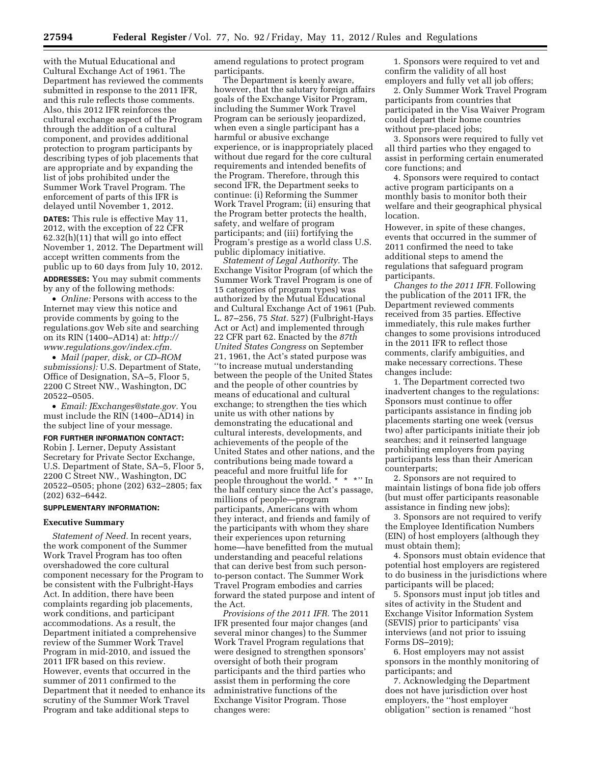with the Mutual Educational and Cultural Exchange Act of 1961. The Department has reviewed the comments submitted in response to the 2011 IFR, and this rule reflects those comments. Also, this 2012 IFR reinforces the cultural exchange aspect of the Program through the addition of a cultural component, and provides additional protection to program participants by describing types of job placements that are appropriate and by expanding the list of jobs prohibited under the Summer Work Travel Program. The enforcement of parts of this IFR is delayed until November 1, 2012.

**DATES:** This rule is effective May 11, 2012, with the exception of 22 CFR 62.32(h)(11) that will go into effect November 1, 2012. The Department will accept written comments from the public up to 60 days from July 10, 2012.

**ADDRESSES:** You may submit comments by any of the following methods:

- *Online:* Persons with access to the Internet may view this notice and provide comments by going to the regulations.gov Web site and searching on its RIN (1400–AD14) at: *http://www.regulations.gov/index.cfm.*
- *Mail (paper, disk, or CD–ROM submissions):* U.S. Department of State, Office of Designation, SA–5, Floor 5, 2200 C Street NW., Washington, DC 20522–0505.
- *Email: JExchanges@state.gov.* You must include the RIN (1400–AD14) in the subject line of your message.

**FOR FURTHER INFORMATION CONTACT:** Robin J. Lerner, Deputy Assistant Secretary for Private Sector Exchange, U.S. Department of State, SA–5, Floor 5, 2200 C Street NW., Washington, DC 20522–0505; phone (202) 632–2805; fax (202) 632–6442.

**SUPPLEMENTARY INFORMATION:**

## Executive Summary

*Statement of Need.* In recent years, the work component of the Summer Work Travel Program has too often overshadowed the core cultural component necessary for the Program to be consistent with the Fulbright-Hays Act. In addition, there have been complaints regarding job placements, work conditions, and participant accommodations. As a result, the Department initiated a comprehensive review of the Summer Work Travel Program in mid-2010, and issued the 2011 IFR based on this review. However, events that occurred in the summer of 2011 confirmed to the Department that it needed to enhance its scrutiny of the Summer Work Travel Program and take additional steps to amend regulations to protect program participants.

The Department is keenly aware, however, that the salutary foreign affairs goals of the Exchange Visitor Program, including the Summer Work Travel Program can be seriously jeopardized, when even a single participant has a harmful or abusive exchange experience, or is inappropriately placed without due regard for the core cultural requirements and intended benefits of the Program. Therefore, through this second IFR, the Department seeks to continue: (i) Reforming the Summer Work Travel Program; (ii) ensuring that the Program better protects the health, safety, and welfare of program participants; and (iii) fortifying the Program's prestige as a world class U.S. public diplomacy initiative.

*Statement of Legal Authority.* The Exchange Visitor Program (of which the Summer Work Travel Program is one of 15 categories of program types) was authorized by the Mutual Educational and Cultural Exchange Act of 1961 (Pub. L. 87–256, 75 *Stat.* 527) (Fulbright-Hays Act or Act) and implemented through 22 CFR part 62. Enacted by the *87th United States Congress* on September 21, 1961, the Act's stated purpose was ''to increase mutual understanding between the people of the United States and the people of other countries by means of educational and cultural exchange; to strengthen the ties which unite us with other nations by demonstrating the educational and cultural interests, developments, and achievements of the people of the United States and other nations, and the contributions being made toward a peaceful and more fruitful life for people throughout the world. * * *'' In the half century since the Act's passage, millions of people—program participants, Americans with whom they interact, and friends and family of the participants with whom they share their experiences upon returning home—have benefitted from the mutual understanding and peaceful relations that can derive best from such person-to-person contact. The Summer Work Travel Program embodies and carries forward the stated purpose and intent of the Act.

*Provisions of the 2011 IFR.* The 2011 IFR presented four major changes (and several minor changes) to the Summer Work Travel Program regulations that were designed to strengthen sponsors' oversight of both their program participants and the third parties who assist them in performing the core administrative functions of the Exchange Visitor Program. Those changes were:

1. Sponsors were required to vet and confirm the validity of all host employers and fully vet all job offers;
2. Only Summer Work Travel Program participants from countries that participated in the Visa Waiver Program could depart their home countries without pre-placed jobs;
3. Sponsors were required to fully vet all third parties who they engaged to assist in performing certain enumerated core functions; and
4. Sponsors were required to contact active program participants on a monthly basis to monitor both their welfare and their geographical physical location.

However, in spite of these changes, events that occurred in the summer of 2011 confirmed the need to take additional steps to amend the regulations that safeguard program participants.

*Changes to the 2011 IFR.* Following the publication of the 2011 IFR, the Department reviewed comments received from 35 parties. Effective immediately, this rule makes further changes to some provisions introduced in the 2011 IFR to reflect those comments, clarify ambiguities, and make necessary corrections. These changes include:

1. The Department corrected two inadvertent changes to the regulations: Sponsors must continue to offer participants assistance in finding job placements starting one week (versus two) after participants initiate their job searches; and it reinserted language prohibiting employers from paying participants less than their American counterparts;
2. Sponsors are not required to maintain listings of bona fide job offers (but must offer participants reasonable assistance in finding new jobs);
3. Sponsors are not required to verify the Employee Identification Numbers (EIN) of host employers (although they must obtain them);
4. Sponsors must obtain evidence that potential host employers are registered to do business in the jurisdictions where participants will be placed;
5. Sponsors must input job titles and sites of activity in the Student and Exchange Visitor Information System (SEVIS) prior to participants' visa interviews (and not prior to issuing Forms DS–2019);
6. Host employers may not assist sponsors in the monthly monitoring of participants; and
7. Acknowledging the Department does not have jurisdiction over host employers, the ''host employer obligation'' section is renamed ''host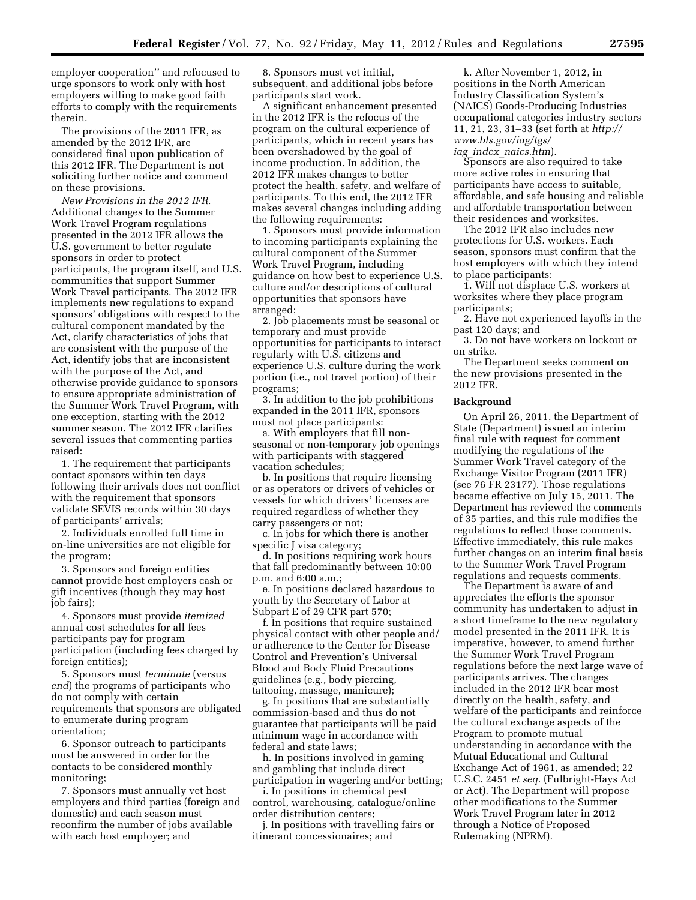employer cooperation'' and refocused to urge sponsors to work only with host employers willing to make good faith efforts to comply with the requirements therein.

The provisions of the 2011 IFR, as amended by the 2012 IFR, are considered final upon publication of this 2012 IFR. The Department is not soliciting further notice and comment on these provisions.

*New Provisions in the 2012 IFR.* Additional changes to the Summer Work Travel Program regulations presented in the 2012 IFR allows the U.S. government to better regulate sponsors in order to protect participants, the program itself, and U.S. communities that support Summer Work Travel participants. The 2012 IFR implements new regulations to expand sponsors' obligations with respect to the cultural component mandated by the Act, clarify characteristics of jobs that are consistent with the purpose of the Act, identify jobs that are inconsistent with the purpose of the Act, and otherwise provide guidance to sponsors to ensure appropriate administration of the Summer Work Travel Program, with one exception, starting with the 2012 summer season. The 2012 IFR clarifies several issues that commenting parties raised:

1. The requirement that participants contact sponsors within ten days following their arrivals does not conflict with the requirement that sponsors validate SEVIS records within 30 days of participants' arrivals;

2. Individuals enrolled full time in on-line universities are not eligible for the program;

3. Sponsors and foreign entities cannot provide host employers cash or gift incentives (though they may host job fairs);

4. Sponsors must provide *itemized* annual cost schedules for all fees participants pay for program participation (including fees charged by foreign entities);

5. Sponsors must *terminate* (versus *end*) the programs of participants who do not comply with certain requirements that sponsors are obligated to enumerate during program orientation;

6. Sponsor outreach to participants must be answered in order for the contacts to be considered monthly monitoring;

7. Sponsors must annually vet host employers and third parties (foreign and domestic) and each season must reconfirm the number of jobs available with each host employer; and

8. Sponsors must vet initial, subsequent, and additional jobs before participants start work.

A significant enhancement presented in the 2012 IFR is the refocus of the program on the cultural experience of participants, which in recent years has been overshadowed by the goal of income production. In addition, the 2012 IFR makes changes to better protect the health, safety, and welfare of participants. To this end, the 2012 IFR makes several changes including adding the following requirements:

1. Sponsors must provide information to incoming participants explaining the cultural component of the Summer Work Travel Program, including guidance on how best to experience U.S. culture and/or descriptions of cultural opportunities that sponsors have arranged;

2. Job placements must be seasonal or temporary and must provide opportunities for participants to interact regularly with U.S. citizens and experience U.S. culture during the work portion (i.e., not travel portion) of their programs;

3. In addition to the job prohibitions expanded in the 2011 IFR, sponsors must not place participants:

a. With employers that fill non-seasonal or non-temporary job openings with participants with staggered vacation schedules;

b. In positions that require licensing or as operators or drivers of vehicles or vessels for which drivers' licenses are required regardless of whether they carry passengers or not;

c. In jobs for which there is another specific J visa category;

d. In positions requiring work hours that fall predominantly between 10:00 p.m. and 6:00 a.m.;

e. In positions declared hazardous to youth by the Secretary of Labor at Subpart E of 29 CFR part 570;

f. In positions that require sustained physical contact with other people and/or adherence to the Center for Disease Control and Prevention's Universal Blood and Body Fluid Precautions guidelines (e.g., body piercing, tattooing, massage, manicure);

g. In positions that are substantially commission-based and thus do not guarantee that participants will be paid minimum wage in accordance with federal and state laws;

h. In positions involved in gaming and gambling that include direct participation in wagering and/or betting;

i. In positions in chemical pest control, warehousing, catalogue/online order distribution centers;

j. In positions with travelling fairs or itinerant concessionaires; and

k. After November 1, 2012, in positions in the North American Industry Classification System's (NAICS) Goods-Producing Industries occupational categories industry sectors 11, 21, 23, 31–33 (set forth at *http://www.bls.gov/iag/tgs/iag_index_naics.htm*).

Sponsors are also required to take more active roles in ensuring that participants have access to suitable, affordable, and safe housing and reliable and affordable transportation between their residences and worksites.

The 2012 IFR also includes new protections for U.S. workers. Each season, sponsors must confirm that the host employers with which they intend to place participants:

1. Will not displace U.S. workers at worksites where they place program participants;

2. Have not experienced layoffs in the past 120 days; and

3. Do not have workers on lockout or on strike.

The Department seeks comment on the new provisions presented in the 2012 IFR.

## Background

On April 26, 2011, the Department of State (Department) issued an interim final rule with request for comment modifying the regulations of the Summer Work Travel category of the Exchange Visitor Program (2011 IFR) (see 76 FR 23177). Those regulations became effective on July 15, 2011. The Department has reviewed the comments of 35 parties, and this rule modifies the regulations to reflect those comments. Effective immediately, this rule makes further changes on an interim final basis to the Summer Work Travel Program regulations and requests comments.

The Department is aware of and appreciates the efforts the sponsor community has undertaken to adjust in a short timeframe to the new regulatory model presented in the 2011 IFR. It is imperative, however, to amend further the Summer Work Travel Program regulations before the next large wave of participants arrives. The changes included in the 2012 IFR bear most directly on the health, safety, and welfare of the participants and reinforce the cultural exchange aspects of the Program to promote mutual understanding in accordance with the Mutual Educational and Cultural Exchange Act of 1961, as amended; 22 U.S.C. 2451 *et seq.* (Fulbright-Hays Act or Act). The Department will propose other modifications to the Summer Work Travel Program later in 2012 through a Notice of Proposed Rulemaking (NPRM).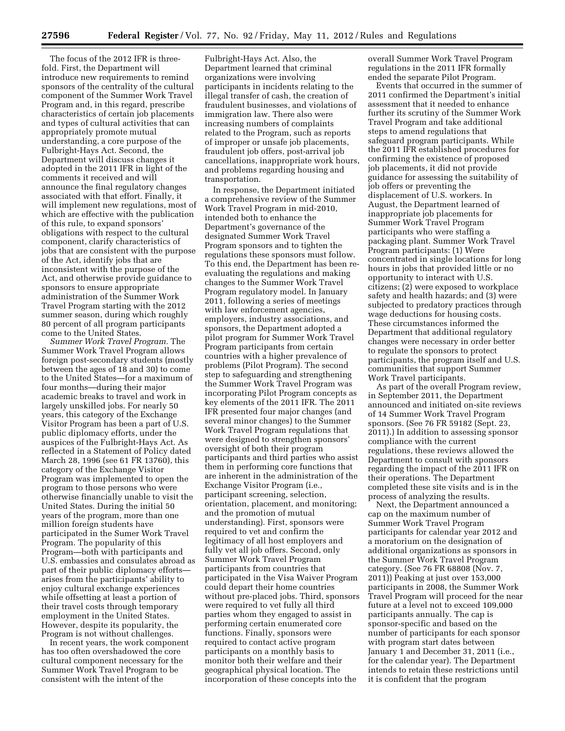The focus of the 2012 IFR is three-fold. First, the Department will introduce new requirements to remind sponsors of the centrality of the cultural component of the Summer Work Travel Program and, in this regard, prescribe characteristics of certain job placements and types of cultural activities that can appropriately promote mutual understanding, a core purpose of the Fulbright-Hays Act. Second, the Department will discuss changes it adopted in the 2011 IFR in light of the comments it received and will announce the final regulatory changes associated with that effort. Finally, it will implement new regulations, most of which are effective with the publication of this rule, to expand sponsors' obligations with respect to the cultural component, clarify characteristics of jobs that are consistent with the purpose of the Act, identify jobs that are inconsistent with the purpose of the Act, and otherwise provide guidance to sponsors to ensure appropriate administration of the Summer Work Travel Program starting with the 2012 summer season, during which roughly 80 percent of all program participants come to the United States.

*Summer Work Travel Program.* The Summer Work Travel Program allows foreign post-secondary students (mostly between the ages of 18 and 30) to come to the United States—for a maximum of four months—during their major academic breaks to travel and work in largely unskilled jobs. For nearly 50 years, this category of the Exchange Visitor Program has been a part of U.S. public diplomacy efforts, under the auspices of the Fulbright-Hays Act. As reflected in a Statement of Policy dated March 28, 1996 (see 61 FR 13760), this category of the Exchange Visitor Program was implemented to open the program to those persons who were otherwise financially unable to visit the United States. During the initial 50 years of the program, more than one million foreign students have participated in the Sumer Work Travel Program. The popularity of this Program—both with participants and U.S. embassies and consulates abroad as part of their public diplomacy efforts—arises from the participants' ability to enjoy cultural exchange experiences while offsetting at least a portion of their travel costs through temporary employment in the United States. However, despite its popularity, the Program is not without challenges.

In recent years, the work component has too often overshadowed the core cultural component necessary for the Summer Work Travel Program to be consistent with the intent of the Fulbright-Hays Act. Also, the Department learned that criminal organizations were involving participants in incidents relating to the illegal transfer of cash, the creation of fraudulent businesses, and violations of immigration law. There also were increasing numbers of complaints related to the Program, such as reports of improper or unsafe job placements, fraudulent job offers, post-arrival job cancellations, inappropriate work hours, and problems regarding housing and transportation.

In response, the Department initiated a comprehensive review of the Summer Work Travel Program in mid-2010, intended both to enhance the Department's governance of the designated Summer Work Travel Program sponsors and to tighten the regulations these sponsors must follow. To this end, the Department has been re-evaluating the regulations and making changes to the Summer Work Travel Program regulatory model. In January 2011, following a series of meetings with law enforcement agencies, employers, industry associations, and sponsors, the Department adopted a pilot program for Summer Work Travel Program participants from certain countries with a higher prevalence of problems (Pilot Program). The second step to safeguarding and strengthening the Summer Work Travel Program was incorporating Pilot Program concepts as key elements of the 2011 IFR. The 2011 IFR presented four major changes (and several minor changes) to the Summer Work Travel Program regulations that were designed to strengthen sponsors' oversight of both their program participants and third parties who assist them in performing core functions that are inherent in the administration of the Exchange Visitor Program (i.e., participant screening, selection, orientation, placement, and monitoring; and the promotion of mutual understanding). First, sponsors were required to vet and confirm the legitimacy of all host employers and fully vet all job offers. Second, only Summer Work Travel Program participants from countries that participated in the Visa Waiver Program could depart their home countries without pre-placed jobs. Third, sponsors were required to vet fully all third parties whom they engaged to assist in performing certain enumerated core functions. Finally, sponsors were required to contact active program participants on a monthly basis to monitor both their welfare and their geographical physical location. The incorporation of these concepts into the overall Summer Work Travel Program regulations in the 2011 IFR formally ended the separate Pilot Program.

Events that occurred in the summer of 2011 confirmed the Department's initial assessment that it needed to enhance further its scrutiny of the Summer Work Travel Program and take additional steps to amend regulations that safeguard program participants. While the 2011 IFR established procedures for confirming the existence of proposed job placements, it did not provide guidance for assessing the suitability of job offers or preventing the displacement of U.S. workers. In August, the Department learned of inappropriate job placements for Summer Work Travel Program participants who were staffing a packaging plant. Summer Work Travel Program participants: (1) Were concentrated in single locations for long hours in jobs that provided little or no opportunity to interact with U.S. citizens; (2) were exposed to workplace safety and health hazards; and (3) were subjected to predatory practices through wage deductions for housing costs. These circumstances informed the Department that additional regulatory changes were necessary in order better to regulate the sponsors to protect participants, the program itself and U.S. communities that support Summer Work Travel participants.

As part of the overall Program review, in September 2011, the Department announced and initiated on-site reviews of 14 Summer Work Travel Program sponsors. (See 76 FR 59182 (Sept. 23, 2011).) In addition to assessing sponsor compliance with the current regulations, these reviews allowed the Department to consult with sponsors regarding the impact of the 2011 IFR on their operations. The Department completed these site visits and is in the process of analyzing the results.

Next, the Department announced a cap on the maximum number of Summer Work Travel Program participants for calendar year 2012 and a moratorium on the designation of additional organizations as sponsors in the Summer Work Travel Program category. (See 76 FR 68808 (Nov. 7, 2011)) Peaking at just over 153,000 participants in 2008, the Summer Work Travel Program will proceed for the near future at a level not to exceed 109,000 participants annually. The cap is sponsor-specific and based on the number of participants for each sponsor with program start dates between January 1 and December 31, 2011 (i.e., for the calendar year). The Department intends to retain these restrictions until it is confident that the program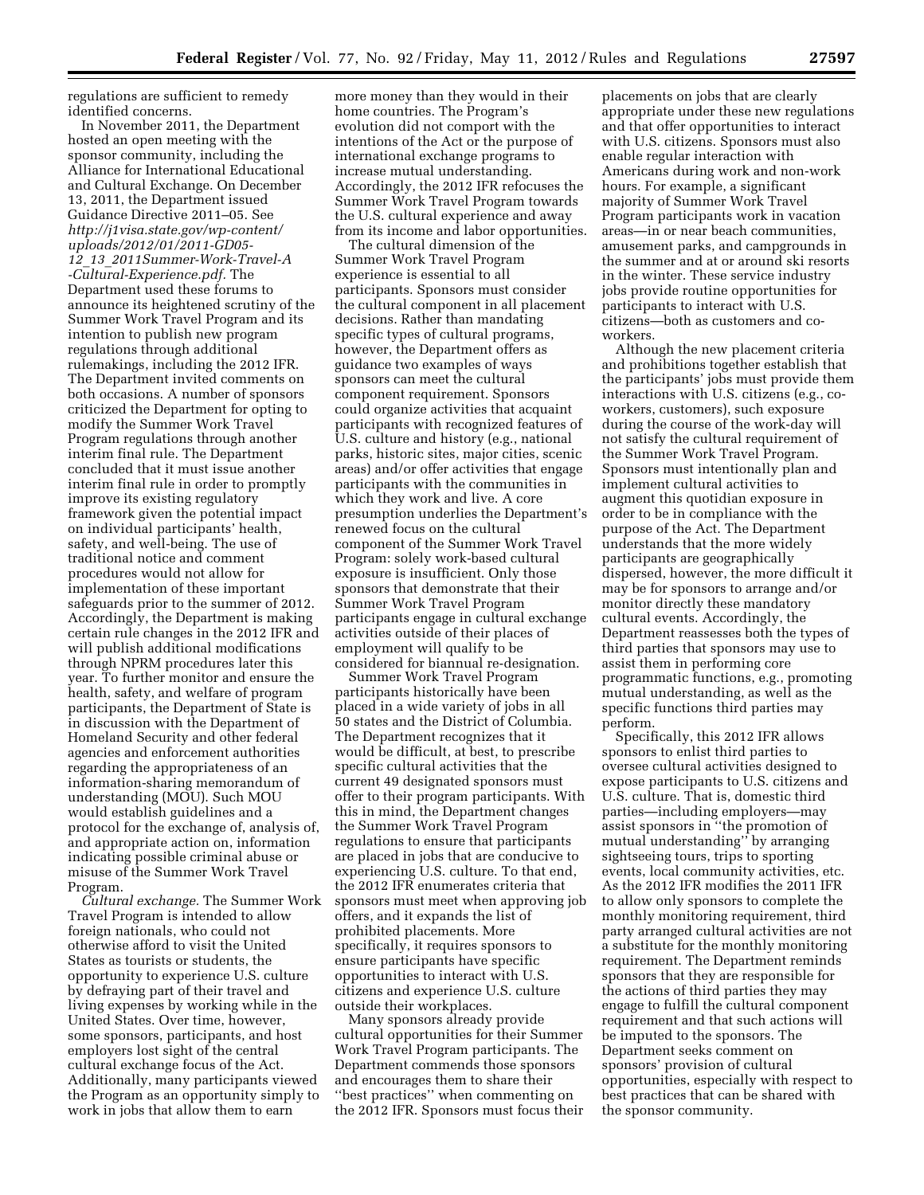regulations are sufficient to remedy identified concerns.

In November 2011, the Department hosted an open meeting with the sponsor community, including the Alliance for International Educational and Cultural Exchange. On December 13, 2011, the Department issued Guidance Directive 2011–05. See *http://j1visa.state.gov/wp-content/uploads/2012/01/2011-GD05-12_13_2011Summer-Work-Travel-A-Cultural-Experience.pdf.* The Department used these forums to announce its heightened scrutiny of the Summer Work Travel Program and its intention to publish new program regulations through additional rulemakings, including the 2012 IFR. The Department invited comments on both occasions. A number of sponsors criticized the Department for opting to modify the Summer Work Travel Program regulations through another interim final rule. The Department concluded that it must issue another interim final rule in order to promptly improve its existing regulatory framework given the potential impact on individual participants' health, safety, and well-being. The use of traditional notice and comment procedures would not allow for implementation of these important safeguards prior to the summer of 2012. Accordingly, the Department is making certain rule changes in the 2012 IFR and will publish additional modifications through NPRM procedures later this year. To further monitor and ensure the health, safety, and welfare of program participants, the Department of State is in discussion with the Department of Homeland Security and other federal agencies and enforcement authorities regarding the appropriateness of an information-sharing memorandum of understanding (MOU). Such MOU would establish guidelines and a protocol for the exchange of, analysis of, and appropriate action on, information indicating possible criminal abuse or misuse of the Summer Work Travel Program.

*Cultural exchange.* The Summer Work Travel Program is intended to allow foreign nationals, who could not otherwise afford to visit the United States as tourists or students, the opportunity to experience U.S. culture by defraying part of their travel and living expenses by working while in the United States. Over time, however, some sponsors, participants, and host employers lost sight of the central cultural exchange focus of the Act. Additionally, many participants viewed the Program as an opportunity simply to work in jobs that allow them to earn more money than they would in their home countries. The Program's evolution did not comport with the intentions of the Act or the purpose of international exchange programs to increase mutual understanding. Accordingly, the 2012 IFR refocuses the Summer Work Travel Program towards the U.S. cultural experience and away from its income and labor opportunities.

The cultural dimension of the Summer Work Travel Program experience is essential to all participants. Sponsors must consider the cultural component in all placement decisions. Rather than mandating specific types of cultural programs, however, the Department offers as guidance two examples of ways sponsors can meet the cultural component requirement. Sponsors could organize activities that acquaint participants with recognized features of U.S. culture and history (e.g., national parks, historic sites, major cities, scenic areas) and/or offer activities that engage participants with the communities in which they work and live. A core presumption underlies the Department's renewed focus on the cultural component of the Summer Work Travel Program: solely work-based cultural exposure is insufficient. Only those sponsors that demonstrate that their Summer Work Travel Program participants engage in cultural exchange activities outside of their places of employment will qualify to be considered for biannual re-designation.

Summer Work Travel Program participants historically have been placed in a wide variety of jobs in all 50 states and the District of Columbia. The Department recognizes that it would be difficult, at best, to prescribe specific cultural activities that the current 49 designated sponsors must offer to their program participants. With this in mind, the Department changes the Summer Work Travel Program regulations to ensure that participants are placed in jobs that are conducive to experiencing U.S. culture. To that end, the 2012 IFR enumerates criteria that sponsors must meet when approving job offers, and it expands the list of prohibited placements. More specifically, it requires sponsors to ensure participants have specific opportunities to interact with U.S. citizens and experience U.S. culture outside their workplaces.

Many sponsors already provide cultural opportunities for their Summer Work Travel Program participants. The Department commends those sponsors and encourages them to share their "best practices" when commenting on the 2012 IFR. Sponsors must focus their placements on jobs that are clearly appropriate under these new regulations and that offer opportunities to interact with U.S. citizens. Sponsors must also enable regular interaction with Americans during work and non-work hours. For example, a significant majority of Summer Work Travel Program participants work in vacation areas—in or near beach communities, amusement parks, and campgrounds in the summer and at or around ski resorts in the winter. These service industry jobs provide routine opportunities for participants to interact with U.S. citizens—both as customers and co-workers.

Although the new placement criteria and prohibitions together establish that the participants' jobs must provide them interactions with U.S. citizens (e.g., co-workers, customers), such exposure during the course of the work-day will not satisfy the cultural requirement of the Summer Work Travel Program. Sponsors must intentionally plan and implement cultural activities to augment this quotidian exposure in order to be in compliance with the purpose of the Act. The Department understands that the more widely participants are geographically dispersed, however, the more difficult it may be for sponsors to arrange and/or monitor directly these mandatory cultural events. Accordingly, the Department reassesses both the types of third parties that sponsors may use to assist them in performing core programmatic functions, e.g., promoting mutual understanding, as well as the specific functions third parties may perform.

Specifically, this 2012 IFR allows sponsors to enlist third parties to oversee cultural activities designed to expose participants to U.S. citizens and U.S. culture. That is, domestic third parties—including employers—may assist sponsors in "the promotion of mutual understanding" by arranging sightseeing tours, trips to sporting events, local community activities, etc. As the 2012 IFR modifies the 2011 IFR to allow only sponsors to complete the monthly monitoring requirement, third party arranged cultural activities are not a substitute for the monthly monitoring requirement. The Department reminds sponsors that they are responsible for the actions of third parties they may engage to fulfill the cultural component requirement and that such actions will be imputed to the sponsors. The Department seeks comment on sponsors' provision of cultural opportunities, especially with respect to best practices that can be shared with the sponsor community.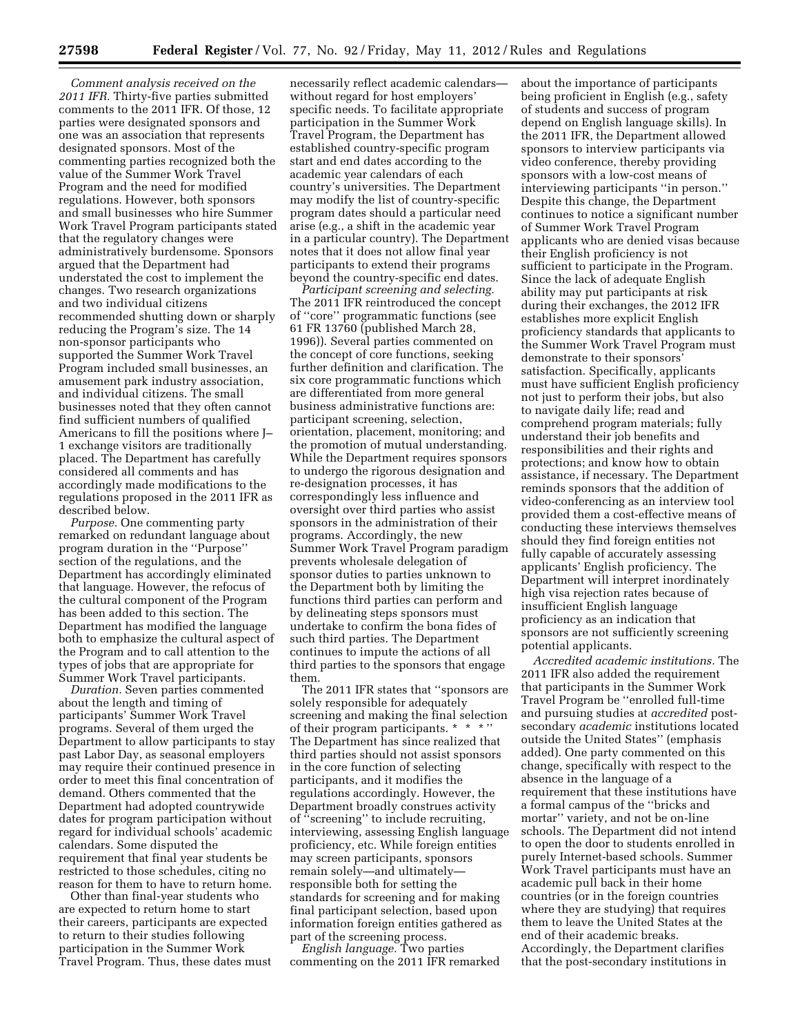*Comment analysis received on the 2011 IFR.* Thirty-five parties submitted comments to the 2011 IFR. Of those, 12 parties were designated sponsors and one was an association that represents designated sponsors. Most of the commenting parties recognized both the value of the Summer Work Travel Program and the need for modified regulations. However, both sponsors and small businesses who hire Summer Work Travel Program participants stated that the regulatory changes were administratively burdensome. Sponsors argued that the Department had understated the cost to implement the changes. Two research organizations and two individual citizens recommended shutting down or sharply reducing the Program's size. The 14 non-sponsor participants who supported the Summer Work Travel Program included small businesses, an amusement park industry association, and individual citizens. The small businesses noted that they often cannot find sufficient numbers of qualified Americans to fill the positions where J–1 exchange visitors are traditionally placed. The Department has carefully considered all comments and has accordingly made modifications to the regulations proposed in the 2011 IFR as described below.

*Purpose.* One commenting party remarked on redundant language about program duration in the ''Purpose'' section of the regulations, and the Department has accordingly eliminated that language. However, the refocus of the cultural component of the Program has been added to this section. The Department has modified the language both to emphasize the cultural aspect of the Program and to call attention to the types of jobs that are appropriate for Summer Work Travel participants.

*Duration.* Seven parties commented about the length and timing of participants' Summer Work Travel programs. Several of them urged the Department to allow participants to stay past Labor Day, as seasonal employers may require their continued presence in order to meet this final concentration of demand. Others commented that the Department had adopted countrywide dates for program participation without regard for individual schools' academic calendars. Some disputed the requirement that final year students be restricted to those schedules, citing no reason for them to have to return home.

Other than final-year students who are expected to return home to start their careers, participants are expected to return to their studies following participation in the Summer Work Travel Program. Thus, these dates must necessarily reflect academic calendars—without regard for host employers' specific needs. To facilitate appropriate participation in the Summer Work Travel Program, the Department has established country-specific program start and end dates according to the academic year calendars of each country's universities. The Department may modify the list of country-specific program dates should a particular need arise (e.g., a shift in the academic year in a particular country). The Department notes that it does not allow final year participants to extend their programs beyond the country-specific end dates.

*Participant screening and selecting.* The 2011 IFR reintroduced the concept of ''core'' programmatic functions (see 61 FR 13760 (published March 28, 1996)). Several parties commented on the concept of core functions, seeking further definition and clarification. The six core programmatic functions which are differentiated from more general business administrative functions are: participant screening, selection, orientation, placement, monitoring; and the promotion of mutual understanding. While the Department requires sponsors to undergo the rigorous designation and re-designation processes, it has correspondingly less influence and oversight over third parties who assist sponsors in the administration of their programs. Accordingly, the new Summer Work Travel Program paradigm prevents wholesale delegation of sponsor duties to parties unknown to the Department both by limiting the functions third parties can perform and by delineating steps sponsors must undertake to confirm the bona fides of such third parties. The Department continues to impute the actions of all third parties to the sponsors that engage them.

The 2011 IFR states that ''sponsors are solely responsible for adequately screening and making the final selection of their program participants. * * * '' The Department has since realized that third parties should not assist sponsors in the core function of selecting participants, and it modifies the regulations accordingly. However, the Department broadly construes activity of ''screening'' to include recruiting, interviewing, assessing English language proficiency, etc. While foreign entities may screen participants, sponsors remain solely—and ultimately—responsible both for setting the standards for screening and for making final participant selection, based upon information foreign entities gathered as part of the screening process.

*English language.* Two parties commenting on the 2011 IFR remarked about the importance of participants being proficient in English (e.g., safety of students and success of program depend on English language skills). In the 2011 IFR, the Department allowed sponsors to interview participants via video conference, thereby providing sponsors with a low-cost means of interviewing participants ''in person.'' Despite this change, the Department continues to notice a significant number of Summer Work Travel Program applicants who are denied visas because their English proficiency is not sufficient to participate in the Program. Since the lack of adequate English ability may put participants at risk during their exchanges, the 2012 IFR establishes more explicit English proficiency standards that applicants to the Summer Work Travel Program must demonstrate to their sponsors' satisfaction. Specifically, applicants must have sufficient English proficiency not just to perform their jobs, but also to navigate daily life; read and comprehend program materials; fully understand their job benefits and responsibilities and their rights and protections; and know how to obtain assistance, if necessary. The Department reminds sponsors that the addition of video-conferencing as an interview tool provided them a cost-effective means of conducting these interviews themselves should they find foreign entities not fully capable of accurately assessing applicants' English proficiency. The Department will interpret inordinately high visa rejection rates because of insufficient English language proficiency as an indication that sponsors are not sufficiently screening potential applicants.

*Accredited academic institutions.* The 2011 IFR also added the requirement that participants in the Summer Work Travel Program be ''enrolled full-time and pursuing studies at *accredited* post-secondary *academic* institutions located outside the United States'' (emphasis added). One party commented on this change, specifically with respect to the absence in the language of a requirement that these institutions have a formal campus of the ''bricks and mortar'' variety, and not be on-line schools. The Department did not intend to open the door to students enrolled in purely Internet-based schools. Summer Work Travel participants must have an academic pull back in their home countries (or in the foreign countries where they are studying) that requires them to leave the United States at the end of their academic breaks. Accordingly, the Department clarifies that the post-secondary institutions in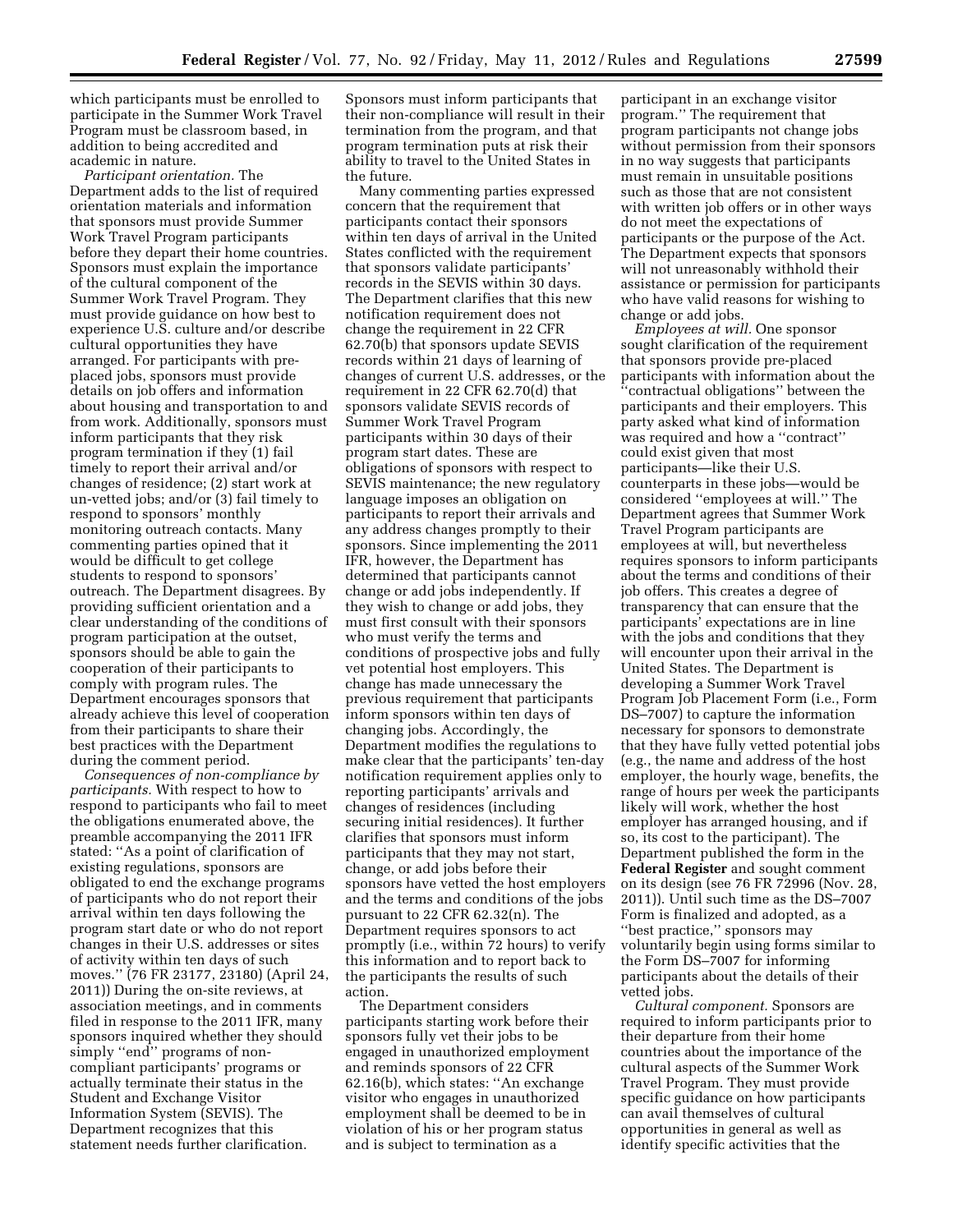which participants must be enrolled to participate in the Summer Work Travel Program must be classroom based, in addition to being accredited and academic in nature.

*Participant orientation.* The Department adds to the list of required orientation materials and information that sponsors must provide Summer Work Travel Program participants before they depart their home countries. Sponsors must explain the importance of the cultural component of the Summer Work Travel Program. They must provide guidance on how best to experience U.S. culture and/or describe cultural opportunities they have arranged. For participants with pre-placed jobs, sponsors must provide details on job offers and information about housing and transportation to and from work. Additionally, sponsors must inform participants that they risk program termination if they (1) fail timely to report their arrival and/or changes of residence; (2) start work at un-vetted jobs; and/or (3) fail timely to respond to sponsors' monthly monitoring outreach contacts. Many commenting parties opined that it would be difficult to get college students to respond to sponsors' outreach. The Department disagrees. By providing sufficient orientation and a clear understanding of the conditions of program participation at the outset, sponsors should be able to gain the cooperation of their participants to comply with program rules. The Department encourages sponsors that already achieve this level of cooperation from their participants to share their best practices with the Department during the comment period.

*Consequences of non-compliance by participants.* With respect to how to respond to participants who fail to meet the obligations enumerated above, the preamble accompanying the 2011 IFR stated: ''As a point of clarification of existing regulations, sponsors are obligated to end the exchange programs of participants who do not report their arrival within ten days following the program start date or who do not report changes in their U.S. addresses or sites of activity within ten days of such moves.'' (76 FR 23177, 23180) (April 24, 2011)) During the on-site reviews, at association meetings, and in comments filed in response to the 2011 IFR, many sponsors inquired whether they should simply ''end'' programs of non-compliant participants' programs or actually terminate their status in the Student and Exchange Visitor Information System (SEVIS). The Department recognizes that this statement needs further clarification. Sponsors must inform participants that their non-compliance will result in their termination from the program, and that program termination puts at risk their ability to travel to the United States in the future.

Many commenting parties expressed concern that the requirement that participants contact their sponsors within ten days of arrival in the United States conflicted with the requirement that sponsors validate participants' records in the SEVIS within 30 days. The Department clarifies that this new notification requirement does not change the requirement in 22 CFR 62.70(b) that sponsors update SEVIS records within 21 days of learning of changes of current U.S. addresses, or the requirement in 22 CFR 62.70(d) that sponsors validate SEVIS records of Summer Work Travel Program participants within 30 days of their program start dates. These are obligations of sponsors with respect to SEVIS maintenance; the new regulatory language imposes an obligation on participants to report their arrivals and any address changes promptly to their sponsors. Since implementing the 2011 IFR, however, the Department has determined that participants cannot change or add jobs independently. If they wish to change or add jobs, they must first consult with their sponsors who must verify the terms and conditions of prospective jobs and fully vet potential host employers. This change has made unnecessary the previous requirement that participants inform sponsors within ten days of changing jobs. Accordingly, the Department modifies the regulations to make clear that the participants' ten-day notification requirement applies only to reporting participants' arrivals and changes of residences (including securing initial residences). It further clarifies that sponsors must inform participants that they may not start, change, or add jobs before their sponsors have vetted the host employers and the terms and conditions of the jobs pursuant to 22 CFR 62.32(n). The Department requires sponsors to act promptly (i.e., within 72 hours) to verify this information and to report back to the participants the results of such action.

The Department considers participants starting work before their sponsors fully vet their jobs to be engaged in unauthorized employment and reminds sponsors of 22 CFR 62.16(b), which states: ''An exchange visitor who engages in unauthorized employment shall be deemed to be in violation of his or her program status and is subject to termination as a participant in an exchange visitor program.'' The requirement that program participants not change jobs without permission from their sponsors in no way suggests that participants must remain in unsuitable positions such as those that are not consistent with written job offers or in other ways do not meet the expectations of participants or the purpose of the Act. The Department expects that sponsors will not unreasonably withhold their assistance or permission for participants who have valid reasons for wishing to change or add jobs.

*Employees at will.* One sponsor sought clarification of the requirement that sponsors provide pre-placed participants with information about the ''contractual obligations'' between the participants and their employers. This party asked what kind of information was required and how a ''contract'' could exist given that most participants—like their U.S. counterparts in these jobs—would be considered ''employees at will.'' The Department agrees that Summer Work Travel Program participants are employees at will, but nevertheless requires sponsors to inform participants about the terms and conditions of their job offers. This creates a degree of transparency that can ensure that the participants' expectations are in line with the jobs and conditions that they will encounter upon their arrival in the United States. The Department is developing a Summer Work Travel Program Job Placement Form (i.e., Form DS–7007) to capture the information necessary for sponsors to demonstrate that they have fully vetted potential jobs (e.g., the name and address of the host employer, the hourly wage, benefits, the range of hours per week the participants likely will work, whether the host employer has arranged housing, and if so, its cost to the participant). The Department published the form in the **Federal Register** and sought comment on its design (see 76 FR 72996 (Nov. 28, 2011)). Until such time as the DS–7007 Form is finalized and adopted, as a ''best practice,'' sponsors may voluntarily begin using forms similar to the Form DS–7007 for informing participants about the details of their vetted jobs.

*Cultural component.* Sponsors are required to inform participants prior to their departure from their home countries about the importance of the cultural aspects of the Summer Work Travel Program. They must provide specific guidance on how participants can avail themselves of cultural opportunities in general as well as identify specific activities that the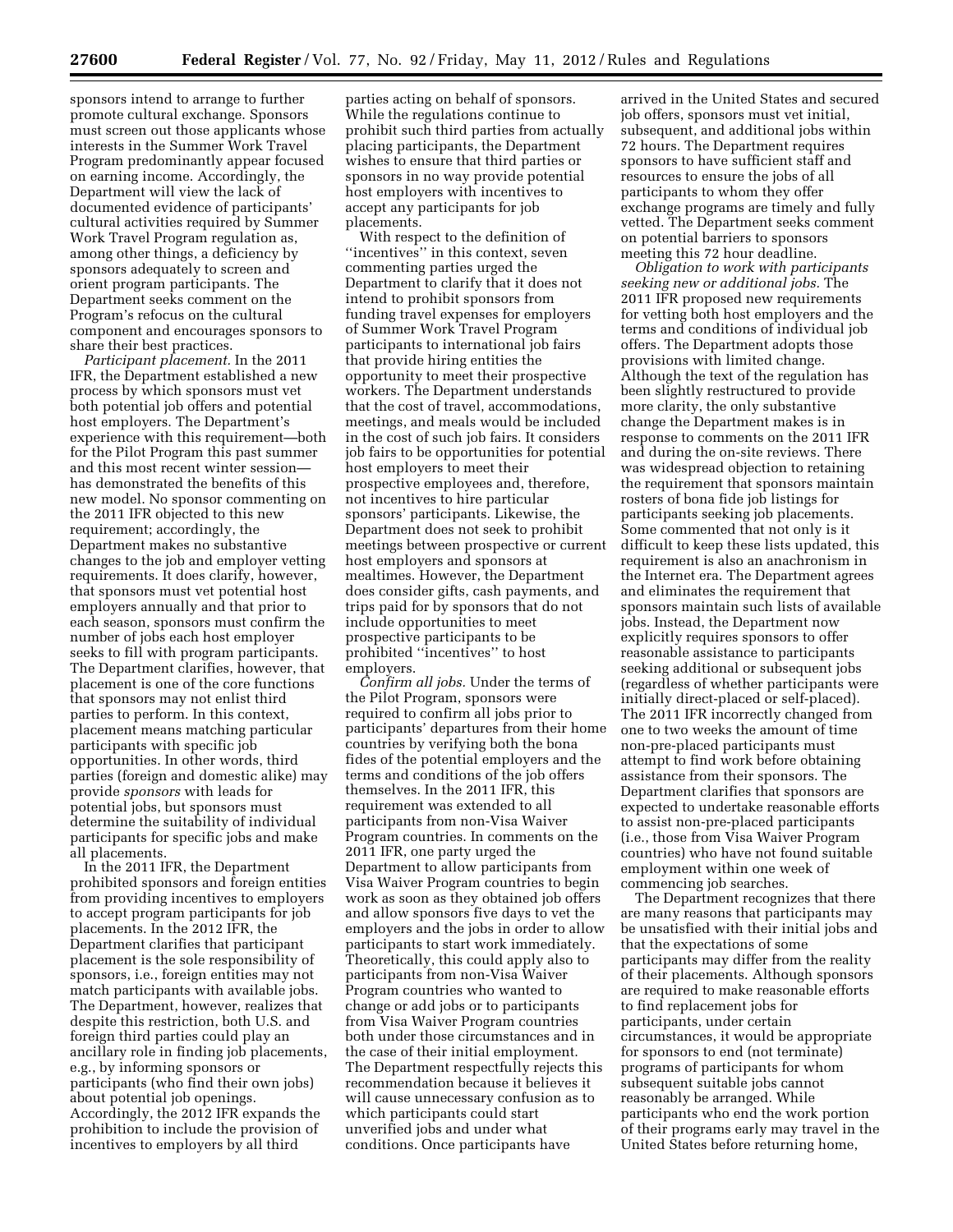sponsors intend to arrange to further promote cultural exchange. Sponsors must screen out those applicants whose interests in the Summer Work Travel Program predominantly appear focused on earning income. Accordingly, the Department will view the lack of documented evidence of participants' cultural activities required by Summer Work Travel Program regulation as, among other things, a deficiency by sponsors adequately to screen and orient program participants. The Department seeks comment on the Program's refocus on the cultural component and encourages sponsors to share their best practices.

*Participant placement.* In the 2011 IFR, the Department established a new process by which sponsors must vet both potential job offers and potential host employers. The Department's experience with this requirement—both for the Pilot Program this past summer and this most recent winter session—has demonstrated the benefits of this new model. No sponsor commenting on the 2011 IFR objected to this new requirement; accordingly, the Department makes no substantive changes to the job and employer vetting requirements. It does clarify, however, that sponsors must vet potential host employers annually and that prior to each season, sponsors must confirm the number of jobs each host employer seeks to fill with program participants. The Department clarifies, however, that placement is one of the core functions that sponsors may not enlist third parties to perform. In this context, placement means matching particular participants with specific job opportunities. In other words, third parties (foreign and domestic alike) may provide *sponsors* with leads for potential jobs, but sponsors must determine the suitability of individual participants for specific jobs and make all placements.

In the 2011 IFR, the Department prohibited sponsors and foreign entities from providing incentives to employers to accept program participants for job placements. In the 2012 IFR, the Department clarifies that participant placement is the sole responsibility of sponsors, i.e., foreign entities may not match participants with available jobs. The Department, however, realizes that despite this restriction, both U.S. and foreign third parties could play an ancillary role in finding job placements, e.g., by informing sponsors or participants (who find their own jobs) about potential job openings. Accordingly, the 2012 IFR expands the prohibition to include the provision of incentives to employers by all third parties acting on behalf of sponsors. While the regulations continue to prohibit such third parties from actually placing participants, the Department wishes to ensure that third parties or sponsors in no way provide potential host employers with incentives to accept any participants for job placements.

With respect to the definition of ''incentives'' in this context, seven commenting parties urged the Department to clarify that it does not intend to prohibit sponsors from funding travel expenses for employers of Summer Work Travel Program participants to international job fairs that provide hiring entities the opportunity to meet their prospective workers. The Department understands that the cost of travel, accommodations, meetings, and meals would be included in the cost of such job fairs. It considers job fairs to be opportunities for potential host employers to meet their prospective employees and, therefore, not incentives to hire particular sponsors' participants. Likewise, the Department does not seek to prohibit meetings between prospective or current host employers and sponsors at mealtimes. However, the Department does consider gifts, cash payments, and trips paid for by sponsors that do not include opportunities to meet prospective participants to be prohibited ''incentives'' to host employers.

*Confirm all jobs.* Under the terms of the Pilot Program, sponsors were required to confirm all jobs prior to participants' departures from their home countries by verifying both the bona fides of the potential employers and the terms and conditions of the job offers themselves. In the 2011 IFR, this requirement was extended to all participants from non-Visa Waiver Program countries. In comments on the 2011 IFR, one party urged the Department to allow participants from Visa Waiver Program countries to begin work as soon as they obtained job offers and allow sponsors five days to vet the employers and the jobs in order to allow participants to start work immediately. Theoretically, this could apply also to participants from non-Visa Waiver Program countries who wanted to change or add jobs or to participants from Visa Waiver Program countries both under those circumstances and in the case of their initial employment. The Department respectfully rejects this recommendation because it believes it will cause unnecessary confusion as to which participants could start unverified jobs and under what conditions. Once participants have arrived in the United States and secured job offers, sponsors must vet initial, subsequent, and additional jobs within 72 hours. The Department requires sponsors to have sufficient staff and resources to ensure the jobs of all participants to whom they offer exchange programs are timely and fully vetted. The Department seeks comment on potential barriers to sponsors meeting this 72 hour deadline.

*Obligation to work with participants seeking new or additional jobs.* The 2011 IFR proposed new requirements for vetting both host employers and the terms and conditions of individual job offers. The Department adopts those provisions with limited change. Although the text of the regulation has been slightly restructured to provide more clarity, the only substantive change the Department makes is in response to comments on the 2011 IFR and during the on-site reviews. There was widespread objection to retaining the requirement that sponsors maintain rosters of bona fide job listings for participants seeking job placements. Some commented that not only is it difficult to keep these lists updated, this requirement is also an anachronism in the Internet era. The Department agrees and eliminates the requirement that sponsors maintain such lists of available jobs. Instead, the Department now explicitly requires sponsors to offer reasonable assistance to participants seeking additional or subsequent jobs (regardless of whether participants were initially direct-placed or self-placed). The 2011 IFR incorrectly changed from one to two weeks the amount of time non-pre-placed participants must attempt to find work before obtaining assistance from their sponsors. The Department clarifies that sponsors are expected to undertake reasonable efforts to assist non-pre-placed participants (i.e., those from Visa Waiver Program countries) who have not found suitable employment within one week of commencing job searches.

The Department recognizes that there are many reasons that participants may be unsatisfied with their initial jobs and that the expectations of some participants may differ from the reality of their placements. Although sponsors are required to make reasonable efforts to find replacement jobs for participants, under certain circumstances, it would be appropriate for sponsors to end (not terminate) programs of participants for whom subsequent suitable jobs cannot reasonably be arranged. While participants who end the work portion of their programs early may travel in the United States before returning home,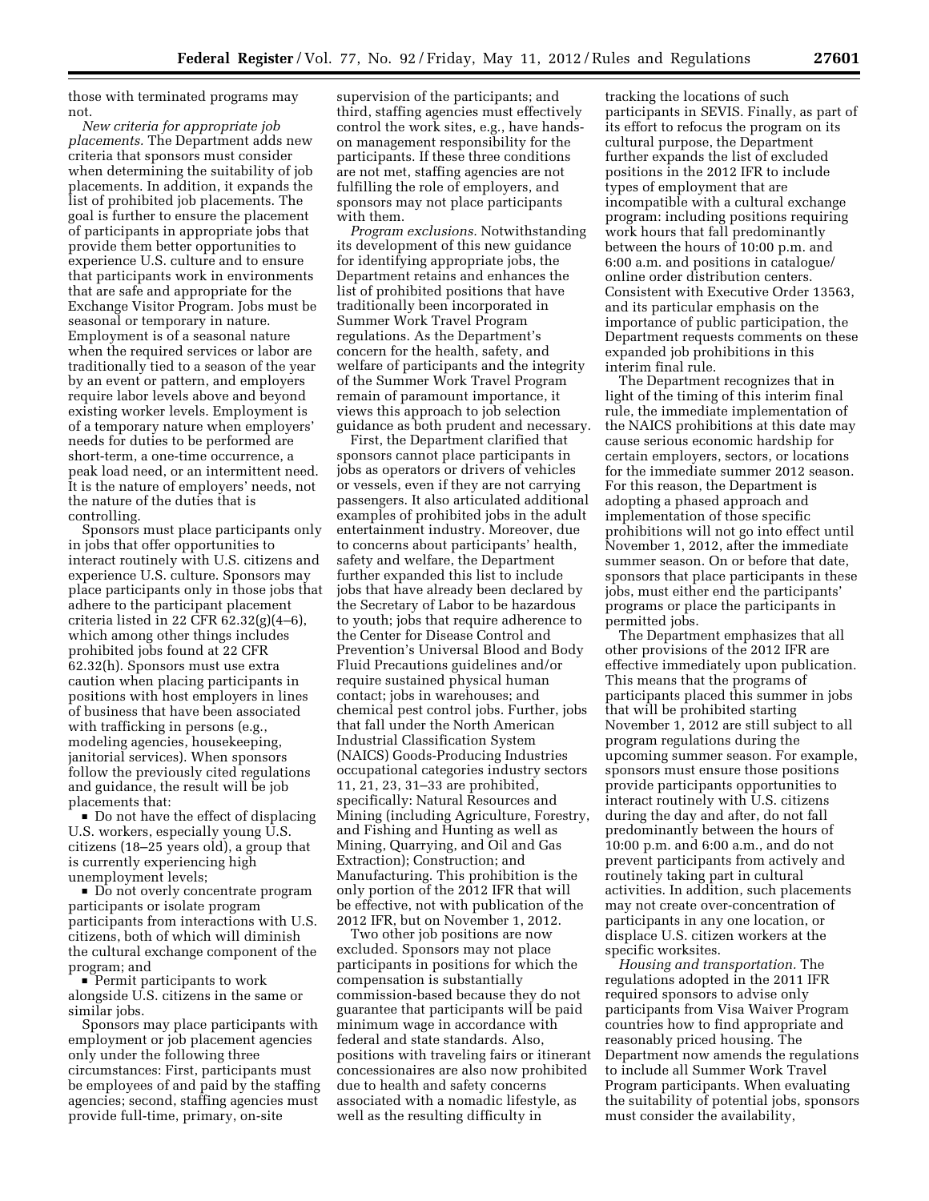those with terminated programs may not.

*New criteria for appropriate job placements.* The Department adds new criteria that sponsors must consider when determining the suitability of job placements. In addition, it expands the list of prohibited job placements. The goal is further to ensure the placement of participants in appropriate jobs that provide them better opportunities to experience U.S. culture and to ensure that participants work in environments that are safe and appropriate for the Exchange Visitor Program. Jobs must be seasonal or temporary in nature. Employment is of a seasonal nature when the required services or labor are traditionally tied to a season of the year by an event or pattern, and employers require labor levels above and beyond existing worker levels. Employment is of a temporary nature when employers' needs for duties to be performed are short-term, a one-time occurrence, a peak load need, or an intermittent need. It is the nature of employers' needs, not the nature of the duties that is controlling.

Sponsors must place participants only in jobs that offer opportunities to interact routinely with U.S. citizens and experience U.S. culture. Sponsors may place participants only in those jobs that adhere to the participant placement criteria listed in 22 CFR 62.32(g)(4–6), which among other things includes prohibited jobs found at 22 CFR 62.32(h). Sponsors must use extra caution when placing participants in positions with host employers in lines of business that have been associated with trafficking in persons (e.g., modeling agencies, housekeeping, janitorial services). When sponsors follow the previously cited regulations and guidance, the result will be job placements that:

- Do not have the effect of displacing U.S. workers, especially young U.S. citizens (18–25 years old), a group that is currently experiencing high unemployment levels;
- Do not overly concentrate program participants or isolate program participants from interactions with U.S. citizens, both of which will diminish the cultural exchange component of the program; and
- Permit participants to work alongside U.S. citizens in the same or similar jobs.

Sponsors may place participants with employment or job placement agencies only under the following three circumstances: First, participants must be employees of and paid by the staffing agencies; second, staffing agencies must provide full-time, primary, on-site supervision of the participants; and third, staffing agencies must effectively control the work sites, e.g., have hands-on management responsibility for the participants. If these three conditions are not met, staffing agencies are not fulfilling the role of employers, and sponsors may not place participants with them.

*Program exclusions.* Notwithstanding its development of this new guidance for identifying appropriate jobs, the Department retains and enhances the list of prohibited positions that have traditionally been incorporated in Summer Work Travel Program regulations. As the Department's concern for the health, safety, and welfare of participants and the integrity of the Summer Work Travel Program remain of paramount importance, it views this approach to job selection guidance as both prudent and necessary.

First, the Department clarified that sponsors cannot place participants in jobs as operators or drivers of vehicles or vessels, even if they are not carrying passengers. It also articulated additional examples of prohibited jobs in the adult entertainment industry. Moreover, due to concerns about participants' health, safety and welfare, the Department further expanded this list to include jobs that have already been declared by the Secretary of Labor to be hazardous to youth; jobs that require adherence to the Center for Disease Control and Prevention's Universal Blood and Body Fluid Precautions guidelines and/or require sustained physical human contact; jobs in warehouses; and chemical pest control jobs. Further, jobs that fall under the North American Industrial Classification System (NAICS) Goods-Producing Industries occupational categories industry sectors 11, 21, 23, 31–33 are prohibited, specifically: Natural Resources and Mining (including Agriculture, Forestry, and Fishing and Hunting as well as Mining, Quarrying, and Oil and Gas Extraction); Construction; and Manufacturing. This prohibition is the only portion of the 2012 IFR that will be effective, not with publication of the 2012 IFR, but on November 1, 2012.

Two other job positions are now excluded. Sponsors may not place participants in positions for which the compensation is substantially commission-based because they do not guarantee that participants will be paid minimum wage in accordance with federal and state standards. Also, positions with traveling fairs or itinerant concessionaires are also now prohibited due to health and safety concerns associated with a nomadic lifestyle, as well as the resulting difficulty in tracking the locations of such participants in SEVIS. Finally, as part of its effort to refocus the program on its cultural purpose, the Department further expands the list of excluded positions in the 2012 IFR to include types of employment that are incompatible with a cultural exchange program: including positions requiring work hours that fall predominantly between the hours of 10:00 p.m. and 6:00 a.m. and positions in catalogue/online order distribution centers. Consistent with Executive Order 13563, and its particular emphasis on the importance of public participation, the Department requests comments on these expanded job prohibitions in this interim final rule.

The Department recognizes that in light of the timing of this interim final rule, the immediate implementation of the NAICS prohibitions at this date may cause serious economic hardship for certain employers, sectors, or locations for the immediate summer 2012 season. For this reason, the Department is adopting a phased approach and implementation of those specific prohibitions will not go into effect until November 1, 2012, after the immediate summer season. On or before that date, sponsors that place participants in these jobs, must either end the participants' programs or place the participants in permitted jobs.

The Department emphasizes that all other provisions of the 2012 IFR are effective immediately upon publication. This means that the programs of participants placed this summer in jobs that will be prohibited starting November 1, 2012 are still subject to all program regulations during the upcoming summer season. For example, sponsors must ensure those positions provide participants opportunities to interact routinely with U.S. citizens during the day and after, do not fall predominantly between the hours of 10:00 p.m. and 6:00 a.m., and do not prevent participants from actively and routinely taking part in cultural activities. In addition, such placements may not create over-concentration of participants in any one location, or displace U.S. citizen workers at the specific worksites.

*Housing and transportation.* The regulations adopted in the 2011 IFR required sponsors to advise only participants from Visa Waiver Program countries how to find appropriate and reasonably priced housing. The Department now amends the regulations to include all Summer Work Travel Program participants. When evaluating the suitability of potential jobs, sponsors must consider the availability,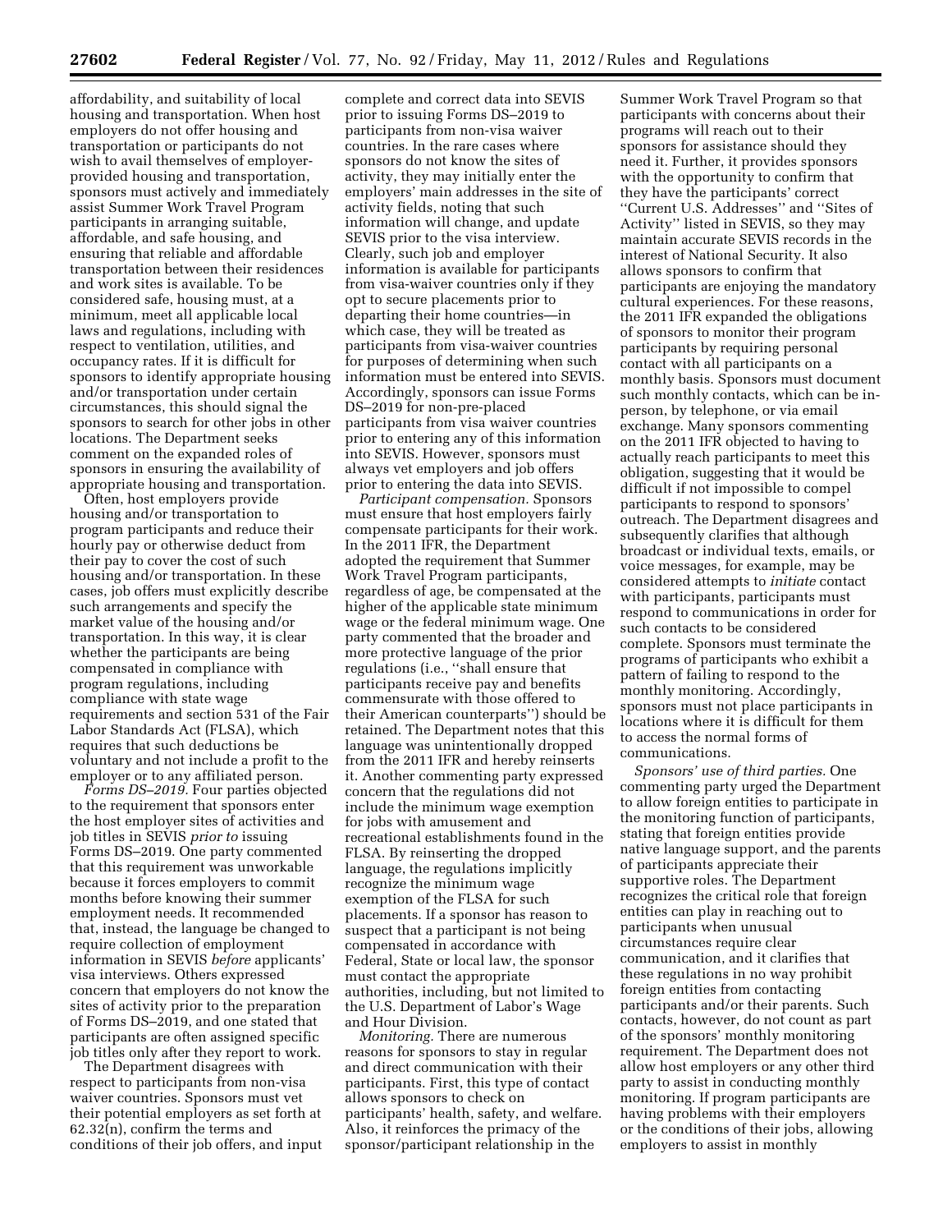affordability, and suitability of local housing and transportation. When host employers do not offer housing and transportation or participants do not wish to avail themselves of employer-provided housing and transportation, sponsors must actively and immediately assist Summer Work Travel Program participants in arranging suitable, affordable, and safe housing, and ensuring that reliable and affordable transportation between their residences and work sites is available. To be considered safe, housing must, at a minimum, meet all applicable local laws and regulations, including with respect to ventilation, utilities, and occupancy rates. If it is difficult for sponsors to identify appropriate housing and/or transportation under certain circumstances, this should signal the sponsors to search for other jobs in other locations. The Department seeks comment on the expanded roles of sponsors in ensuring the availability of appropriate housing and transportation.

Often, host employers provide housing and/or transportation to program participants and reduce their hourly pay or otherwise deduct from their pay to cover the cost of such housing and/or transportation. In these cases, job offers must explicitly describe such arrangements and specify the market value of the housing and/or transportation. In this way, it is clear whether the participants are being compensated in compliance with program regulations, including compliance with state wage requirements and section 531 of the Fair Labor Standards Act (FLSA), which requires that such deductions be voluntary and not include a profit to the employer or to any affiliated person.

*Forms DS–2019.* Four parties objected to the requirement that sponsors enter the host employer sites of activities and job titles in SEVIS *prior to* issuing Forms DS–2019. One party commented that this requirement was unworkable because it forces employers to commit months before knowing their summer employment needs. It recommended that, instead, the language be changed to require collection of employment information in SEVIS *before* applicants' visa interviews. Others expressed concern that employers do not know the sites of activity prior to the preparation of Forms DS–2019, and one stated that participants are often assigned specific job titles only after they report to work.

The Department disagrees with respect to participants from non-visa waiver countries. Sponsors must vet their potential employers as set forth at 62.32(n), confirm the terms and conditions of their job offers, and input complete and correct data into SEVIS prior to issuing Forms DS–2019 to participants from non-visa waiver countries. In the rare cases where sponsors do not know the sites of activity, they may initially enter the employers' main addresses in the site of activity fields, noting that such information will change, and update SEVIS prior to the visa interview. Clearly, such job and employer information is available for participants from visa-waiver countries only if they opt to secure placements prior to departing their home countries—in which case, they will be treated as participants from visa-waiver countries for purposes of determining when such information must be entered into SEVIS. Accordingly, sponsors can issue Forms DS–2019 for non-pre-placed participants from visa waiver countries prior to entering any of this information into SEVIS. However, sponsors must always vet employers and job offers prior to entering the data into SEVIS.

*Participant compensation.* Sponsors must ensure that host employers fairly compensate participants for their work. In the 2011 IFR, the Department adopted the requirement that Summer Work Travel Program participants, regardless of age, be compensated at the higher of the applicable state minimum wage or the federal minimum wage. One party commented that the broader and more protective language of the prior regulations (i.e., ''shall ensure that participants receive pay and benefits commensurate with those offered to their American counterparts'') should be retained. The Department notes that this language was unintentionally dropped from the 2011 IFR and hereby reinserts it. Another commenting party expressed concern that the regulations did not include the minimum wage exemption for jobs with amusement and recreational establishments found in the FLSA. By reinserting the dropped language, the regulations implicitly recognize the minimum wage exemption of the FLSA for such placements. If a sponsor has reason to suspect that a participant is not being compensated in accordance with Federal, State or local law, the sponsor must contact the appropriate authorities, including, but not limited to the U.S. Department of Labor's Wage and Hour Division.

*Monitoring.* There are numerous reasons for sponsors to stay in regular and direct communication with their participants. First, this type of contact allows sponsors to check on participants' health, safety, and welfare. Also, it reinforces the primacy of the sponsor/participant relationship in the Summer Work Travel Program so that participants with concerns about their programs will reach out to their sponsors for assistance should they need it. Further, it provides sponsors with the opportunity to confirm that they have the participants' correct ''Current U.S. Addresses'' and ''Sites of Activity'' listed in SEVIS, so they may maintain accurate SEVIS records in the interest of National Security. It also allows sponsors to confirm that participants are enjoying the mandatory cultural experiences. For these reasons, the 2011 IFR expanded the obligations of sponsors to monitor their program participants by requiring personal contact with all participants on a monthly basis. Sponsors must document such monthly contacts, which can be in-person, by telephone, or via email exchange. Many sponsors commenting on the 2011 IFR objected to having to actually reach participants to meet this obligation, suggesting that it would be difficult if not impossible to compel participants to respond to sponsors' outreach. The Department disagrees and subsequently clarifies that although broadcast or individual texts, emails, or voice messages, for example, may be considered attempts to *initiate* contact with participants, participants must respond to communications in order for such contacts to be considered complete. Sponsors must terminate the programs of participants who exhibit a pattern of failing to respond to the monthly monitoring. Accordingly, sponsors must not place participants in locations where it is difficult for them to access the normal forms of communications.

*Sponsors' use of third parties.* One commenting party urged the Department to allow foreign entities to participate in the monitoring function of participants, stating that foreign entities provide native language support, and the parents of participants appreciate their supportive roles. The Department recognizes the critical role that foreign entities can play in reaching out to participants when unusual circumstances require clear communication, and it clarifies that these regulations in no way prohibit foreign entities from contacting participants and/or their parents. Such contacts, however, do not count as part of the sponsors' monthly monitoring requirement. The Department does not allow host employers or any other third party to assist in conducting monthly monitoring. If program participants are having problems with their employers or the conditions of their jobs, allowing employers to assist in monthly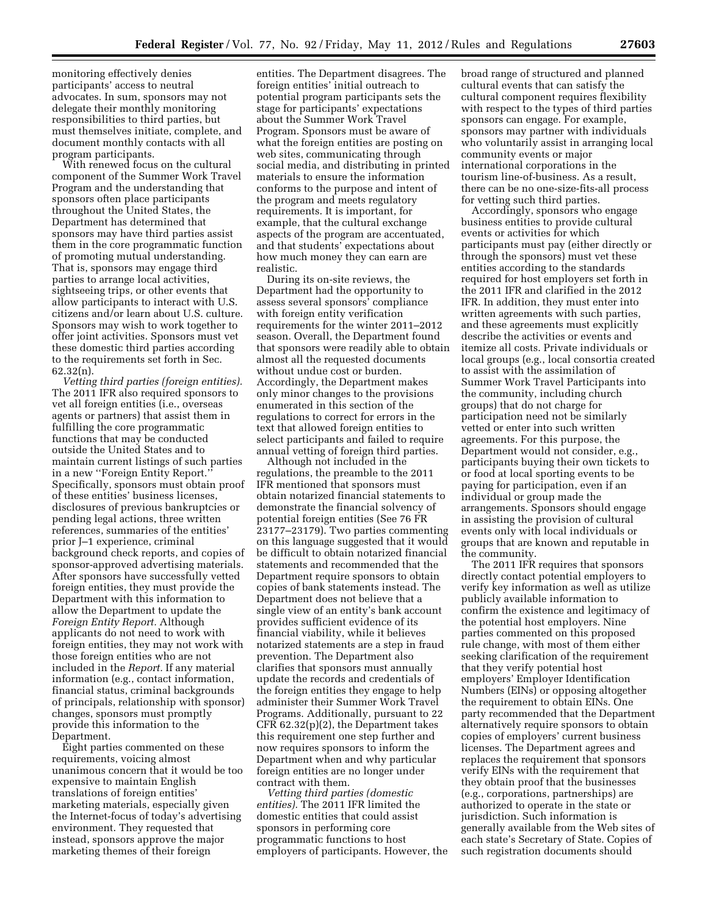monitoring effectively denies participants' access to neutral advocates. In sum, sponsors may not delegate their monthly monitoring responsibilities to third parties, but must themselves initiate, complete, and document monthly contacts with all program participants.

With renewed focus on the cultural component of the Summer Work Travel Program and the understanding that sponsors often place participants throughout the United States, the Department has determined that sponsors may have third parties assist them in the core programmatic function of promoting mutual understanding. That is, sponsors may engage third parties to arrange local activities, sightseeing trips, or other events that allow participants to interact with U.S. citizens and/or learn about U.S. culture. Sponsors may wish to work together to offer joint activities. Sponsors must vet these domestic third parties according to the requirements set forth in Sec. 62.32(n).

*Vetting third parties (foreign entities).* The 2011 IFR also required sponsors to vet all foreign entities (i.e., overseas agents or partners) that assist them in fulfilling the core programmatic functions that may be conducted outside the United States and to maintain current listings of such parties in a new ''Foreign Entity Report.'' Specifically, sponsors must obtain proof of these entities' business licenses, disclosures of previous bankruptcies or pending legal actions, three written references, summaries of the entities' prior J–1 experience, criminal background check reports, and copies of sponsor-approved advertising materials. After sponsors have successfully vetted foreign entities, they must provide the Department with this information to allow the Department to update the *Foreign Entity Report.* Although applicants do not need to work with foreign entities, they may not work with those foreign entities who are not included in the *Report.* If any material information (e.g., contact information, financial status, criminal backgrounds of principals, relationship with sponsor) changes, sponsors must promptly provide this information to the Department.

Eight parties commented on these requirements, voicing almost unanimous concern that it would be too expensive to maintain English translations of foreign entities' marketing materials, especially given the Internet-focus of today's advertising environment. They requested that instead, sponsors approve the major marketing themes of their foreign entities. The Department disagrees. The foreign entities' initial outreach to potential program participants sets the stage for participants' expectations about the Summer Work Travel Program. Sponsors must be aware of what the foreign entities are posting on web sites, communicating through social media, and distributing in printed materials to ensure the information conforms to the purpose and intent of the program and meets regulatory requirements. It is important, for example, that the cultural exchange aspects of the program are accentuated, and that students' expectations about how much money they can earn are realistic.

During its on-site reviews, the Department had the opportunity to assess several sponsors' compliance with foreign entity verification requirements for the winter 2011–2012 season. Overall, the Department found that sponsors were readily able to obtain almost all the requested documents without undue cost or burden. Accordingly, the Department makes only minor changes to the provisions enumerated in this section of the regulations to correct for errors in the text that allowed foreign entities to select participants and failed to require annual vetting of foreign third parties.

Although not included in the regulations, the preamble to the 2011 IFR mentioned that sponsors must obtain notarized financial statements to demonstrate the financial solvency of potential foreign entities (See 76 FR 23177–23179). Two parties commenting on this language suggested that it would be difficult to obtain notarized financial statements and recommended that the Department require sponsors to obtain copies of bank statements instead. The Department does not believe that a single view of an entity's bank account provides sufficient evidence of its financial viability, while it believes notarized statements are a step in fraud prevention. The Department also clarifies that sponsors must annually update the records and credentials of the foreign entities they engage to help administer their Summer Work Travel Programs. Additionally, pursuant to 22 CFR 62.32(p)(2), the Department takes this requirement one step further and now requires sponsors to inform the Department when and why particular foreign entities are no longer under contract with them.

*Vetting third parties (domestic entities).* The 2011 IFR limited the domestic entities that could assist sponsors in performing core programmatic functions to host employers of participants. However, the broad range of structured and planned cultural events that can satisfy the cultural component requires flexibility with respect to the types of third parties sponsors can engage. For example, sponsors may partner with individuals who voluntarily assist in arranging local community events or major international corporations in the tourism line-of-business. As a result, there can be no one-size-fits-all process for vetting such third parties.

Accordingly, sponsors who engage business entities to provide cultural events or activities for which participants must pay (either directly or through the sponsors) must vet these entities according to the standards required for host employers set forth in the 2011 IFR and clarified in the 2012 IFR. In addition, they must enter into written agreements with such parties, and these agreements must explicitly describe the activities or events and itemize all costs. Private individuals or local groups (e.g., local consortia created to assist with the assimilation of Summer Work Travel Participants into the community, including church groups) that do not charge for participation need not be similarly vetted or enter into such written agreements. For this purpose, the Department would not consider, e.g., participants buying their own tickets to or food at local sporting events to be paying for participation, even if an individual or group made the arrangements. Sponsors should engage in assisting the provision of cultural events only with local individuals or groups that are known and reputable in the community.

The 2011 IFR requires that sponsors directly contact potential employers to verify key information as well as utilize publicly available information to confirm the existence and legitimacy of the potential host employers. Nine parties commented on this proposed rule change, with most of them either seeking clarification of the requirement that they verify potential host employers' Employer Identification Numbers (EINs) or opposing altogether the requirement to obtain EINs. One party recommended that the Department alternatively require sponsors to obtain copies of employers' current business licenses. The Department agrees and replaces the requirement that sponsors verify EINs with the requirement that they obtain proof that the businesses (e.g., corporations, partnerships) are authorized to operate in the state or jurisdiction. Such information is generally available from the Web sites of each state's Secretary of State. Copies of such registration documents should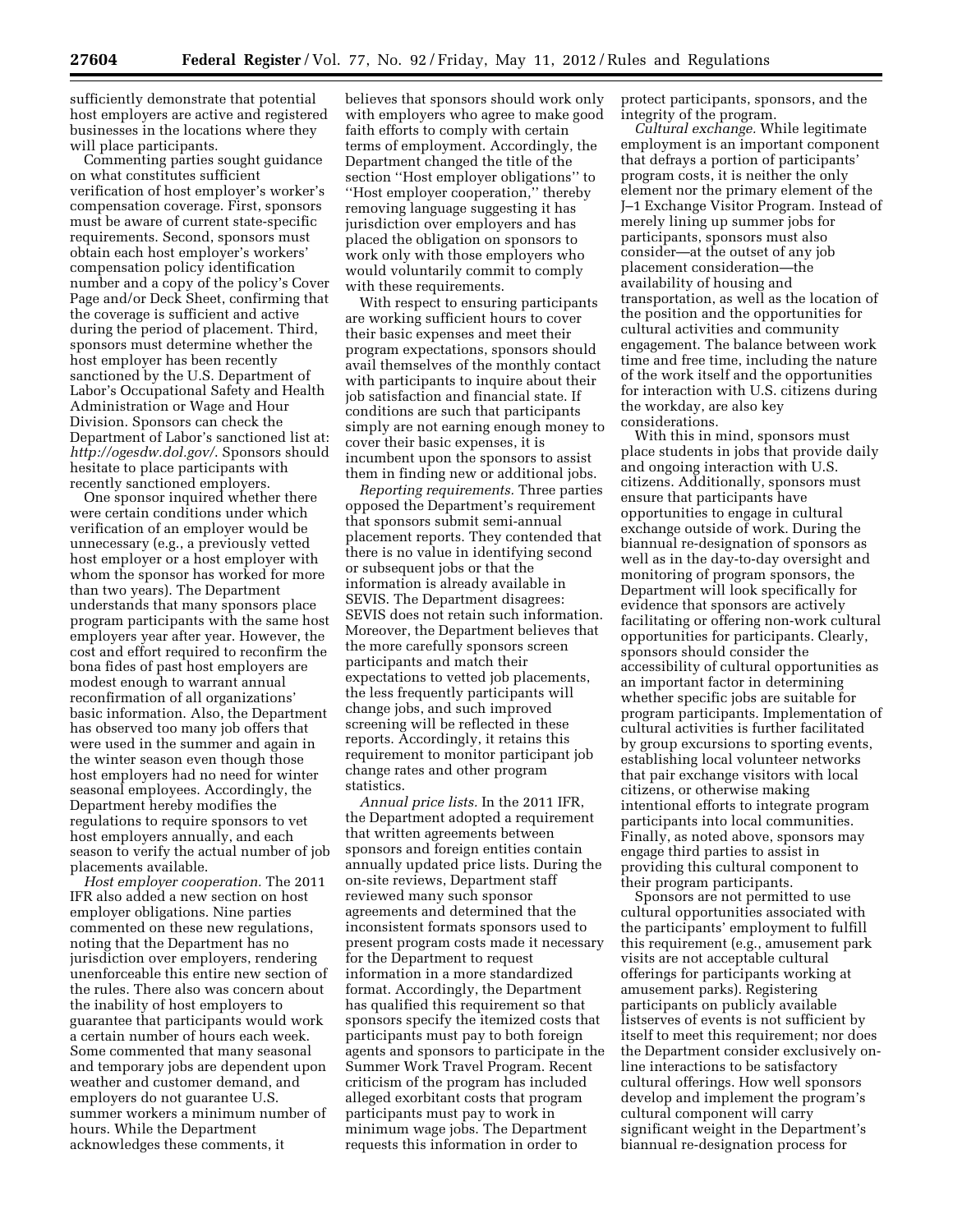sufficiently demonstrate that potential host employers are active and registered businesses in the locations where they will place participants.

Commenting parties sought guidance on what constitutes sufficient verification of host employer's worker's compensation coverage. First, sponsors must be aware of current state-specific requirements. Second, sponsors must obtain each host employer's workers' compensation policy identification number and a copy of the policy's Cover Page and/or Deck Sheet, confirming that the coverage is sufficient and active during the period of placement. Third, sponsors must determine whether the host employer has been recently sanctioned by the U.S. Department of Labor's Occupational Safety and Health Administration or Wage and Hour Division. Sponsors can check the Department of Labor's sanctioned list at: *http://ogesdw.dol.gov/*. Sponsors should hesitate to place participants with recently sanctioned employers.

One sponsor inquired whether there were certain conditions under which verification of an employer would be unnecessary (e.g., a previously vetted host employer or a host employer with whom the sponsor has worked for more than two years). The Department understands that many sponsors place program participants with the same host employers year after year. However, the cost and effort required to reconfirm the bona fides of past host employers are modest enough to warrant annual reconfirmation of all organizations' basic information. Also, the Department has observed too many job offers that were used in the summer and again in the winter season even though those host employers had no need for winter seasonal employees. Accordingly, the Department hereby modifies the regulations to require sponsors to vet host employers annually, and each season to verify the actual number of job placements available.

*Host employer cooperation.* The 2011 IFR also added a new section on host employer obligations. Nine parties commented on these new regulations, noting that the Department has no jurisdiction over employers, rendering unenforceable this entire new section of the rules. There also was concern about the inability of host employers to guarantee that participants would work a certain number of hours each week. Some commented that many seasonal and temporary jobs are dependent upon weather and customer demand, and employers do not guarantee U.S. summer workers a minimum number of hours. While the Department acknowledges these comments, it believes that sponsors should work only with employers who agree to make good faith efforts to comply with certain terms of employment. Accordingly, the Department changed the title of the section ''Host employer obligations'' to ''Host employer cooperation,'' thereby removing language suggesting it has jurisdiction over employers and has placed the obligation on sponsors to work only with those employers who would voluntarily commit to comply with these requirements.

With respect to ensuring participants are working sufficient hours to cover their basic expenses and meet their program expectations, sponsors should avail themselves of the monthly contact with participants to inquire about their job satisfaction and financial state. If conditions are such that participants simply are not earning enough money to cover their basic expenses, it is incumbent upon the sponsors to assist them in finding new or additional jobs.

*Reporting requirements.* Three parties opposed the Department's requirement that sponsors submit semi-annual placement reports. They contended that there is no value in identifying second or subsequent jobs or that the information is already available in SEVIS. The Department disagrees: SEVIS does not retain such information. Moreover, the Department believes that the more carefully sponsors screen participants and match their expectations to vetted job placements, the less frequently participants will change jobs, and such improved screening will be reflected in these reports. Accordingly, it retains this requirement to monitor participant job change rates and other program statistics.

*Annual price lists.* In the 2011 IFR, the Department adopted a requirement that written agreements between sponsors and foreign entities contain annually updated price lists. During the on-site reviews, Department staff reviewed many such sponsor agreements and determined that the inconsistent formats sponsors used to present program costs made it necessary for the Department to request information in a more standardized format. Accordingly, the Department has qualified this requirement so that sponsors specify the itemized costs that participants must pay to both foreign agents and sponsors to participate in the Summer Work Travel Program. Recent criticism of the program has included alleged exorbitant costs that program participants must pay to work in minimum wage jobs. The Department requests this information in order to protect participants, sponsors, and the integrity of the program.

*Cultural exchange.* While legitimate employment is an important component that defrays a portion of participants' program costs, it is neither the only element nor the primary element of the J–1 Exchange Visitor Program. Instead of merely lining up summer jobs for participants, sponsors must also consider—at the outset of any job placement consideration—the availability of housing and transportation, as well as the location of the position and the opportunities for cultural activities and community engagement. The balance between work time and free time, including the nature of the work itself and the opportunities for interaction with U.S. citizens during the workday, are also key considerations.

With this in mind, sponsors must place students in jobs that provide daily and ongoing interaction with U.S. citizens. Additionally, sponsors must ensure that participants have opportunities to engage in cultural exchange outside of work. During the biannual re-designation of sponsors as well as in the day-to-day oversight and monitoring of program sponsors, the Department will look specifically for evidence that sponsors are actively facilitating or offering non-work cultural opportunities for participants. Clearly, sponsors should consider the accessibility of cultural opportunities as an important factor in determining whether specific jobs are suitable for program participants. Implementation of cultural activities is further facilitated by group excursions to sporting events, establishing local volunteer networks that pair exchange visitors with local citizens, or otherwise making intentional efforts to integrate program participants into local communities. Finally, as noted above, sponsors may engage third parties to assist in providing this cultural component to their program participants.

Sponsors are not permitted to use cultural opportunities associated with the participants' employment to fulfill this requirement (e.g., amusement park visits are not acceptable cultural offerings for participants working at amusement parks). Registering participants on publicly available listserves of events is not sufficient by itself to meet this requirement; nor does the Department consider exclusively on-line interactions to be satisfactory cultural offerings. How well sponsors develop and implement the program's cultural component will carry significant weight in the Department's biannual re-designation process for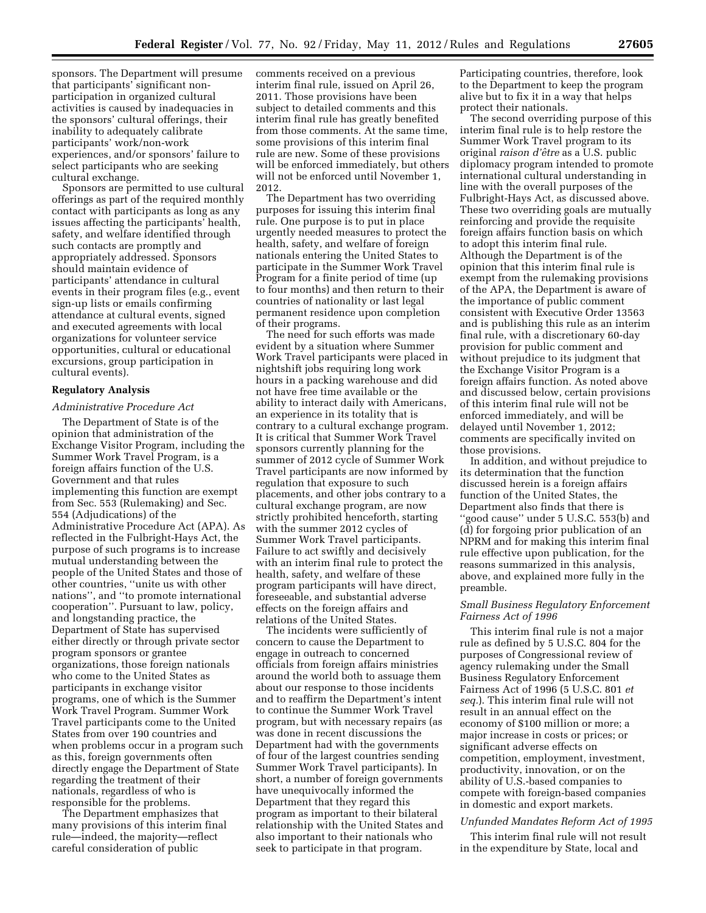sponsors. The Department will presume that participants' significant non-participation in organized cultural activities is caused by inadequacies in the sponsors' cultural offerings, their inability to adequately calibrate participants' work/non-work experiences, and/or sponsors' failure to select participants who are seeking cultural exchange.

Sponsors are permitted to use cultural offerings as part of the required monthly contact with participants as long as any issues affecting the participants' health, safety, and welfare identified through such contacts are promptly and appropriately addressed. Sponsors should maintain evidence of participants' attendance in cultural events in their program files (e.g., event sign-up lists or emails confirming attendance at cultural events, signed and executed agreements with local organizations for volunteer service opportunities, cultural or educational excursions, group participation in cultural events).

## Regulatory Analysis

### *Administrative Procedure Act*

The Department of State is of the opinion that administration of the Exchange Visitor Program, including the Summer Work Travel Program, is a foreign affairs function of the U.S. Government and that rules implementing this function are exempt from Sec. 553 (Rulemaking) and Sec. 554 (Adjudications) of the Administrative Procedure Act (APA). As reflected in the Fulbright-Hays Act, the purpose of such programs is to increase mutual understanding between the people of the United States and those of other countries, ''unite us with other nations'', and ''to promote international cooperation''. Pursuant to law, policy, and longstanding practice, the Department of State has supervised either directly or through private sector program sponsors or grantee organizations, those foreign nationals who come to the United States as participants in exchange visitor programs, one of which is the Summer Work Travel Program. Summer Work Travel participants come to the United States from over 190 countries and when problems occur in a program such as this, foreign governments often directly engage the Department of State regarding the treatment of their nationals, regardless of who is responsible for the problems.

The Department emphasizes that many provisions of this interim final rule—indeed, the majority—reflect careful consideration of public comments received on a previous interim final rule, issued on April 26, 2011. Those provisions have been subject to detailed comments and this interim final rule has greatly benefited from those comments. At the same time, some provisions of this interim final rule are new. Some of these provisions will be enforced immediately, but others will not be enforced until November 1, 2012.

The Department has two overriding purposes for issuing this interim final rule. One purpose is to put in place urgently needed measures to protect the health, safety, and welfare of foreign nationals entering the United States to participate in the Summer Work Travel Program for a finite period of time (up to four months) and then return to their countries of nationality or last legal permanent residence upon completion of their programs.

The need for such efforts was made evident by a situation where Summer Work Travel participants were placed in nightshift jobs requiring long work hours in a packing warehouse and did not have free time available or the ability to interact daily with Americans, an experience in its totality that is contrary to a cultural exchange program. It is critical that Summer Work Travel sponsors currently planning for the summer of 2012 cycle of Summer Work Travel participants are now informed by regulation that exposure to such placements, and other jobs contrary to a cultural exchange program, are now strictly prohibited henceforth, starting with the summer 2012 cycles of Summer Work Travel participants. Failure to act swiftly and decisively with an interim final rule to protect the health, safety, and welfare of these program participants will have direct, foreseeable, and substantial adverse effects on the foreign affairs and relations of the United States.

The incidents were sufficiently of concern to cause the Department to engage in outreach to concerned officials from foreign affairs ministries around the world both to assuage them about our response to those incidents and to reaffirm the Department's intent to continue the Summer Work Travel program, but with necessary repairs (as was done in recent discussions the Department had with the governments of four of the largest countries sending Summer Work Travel participants). In short, a number of foreign governments have unequivocally informed the Department that they regard this program as important to their bilateral relationship with the United States and also important to their nationals who seek to participate in that program. Participating countries, therefore, look to the Department to keep the program alive but to fix it in a way that helps protect their nationals.

The second overriding purpose of this interim final rule is to help restore the Summer Work Travel program to its original *raison d'être* as a U.S. public diplomacy program intended to promote international cultural understanding in line with the overall purposes of the Fulbright-Hays Act, as discussed above. These two overriding goals are mutually reinforcing and provide the requisite foreign affairs function basis on which to adopt this interim final rule. Although the Department is of the opinion that this interim final rule is exempt from the rulemaking provisions of the APA, the Department is aware of the importance of public comment consistent with Executive Order 13563 and is publishing this rule as an interim final rule, with a discretionary 60-day provision for public comment and without prejudice to its judgment that the Exchange Visitor Program is a foreign affairs function. As noted above and discussed below, certain provisions of this interim final rule will not be enforced immediately, and will be delayed until November 1, 2012; comments are specifically invited on those provisions.

In addition, and without prejudice to its determination that the function discussed herein is a foreign affairs function of the United States, the Department also finds that there is ''good cause'' under 5 U.S.C. 553(b) and (d) for forgoing prior publication of an NPRM and for making this interim final rule effective upon publication, for the reasons summarized in this analysis, above, and explained more fully in the preamble.

### *Small Business Regulatory Enforcement Fairness Act of 1996*

This interim final rule is not a major rule as defined by 5 U.S.C. 804 for the purposes of Congressional review of agency rulemaking under the Small Business Regulatory Enforcement Fairness Act of 1996 (5 U.S.C. 801 *et seq.*). This interim final rule will not result in an annual effect on the economy of $100 million or more; a major increase in costs or prices; or significant adverse effects on competition, employment, investment, productivity, innovation, or on the ability of U.S.-based companies to compete with foreign-based companies in domestic and export markets.

### *Unfunded Mandates Reform Act of 1995*

This interim final rule will not result in the expenditure by State, local and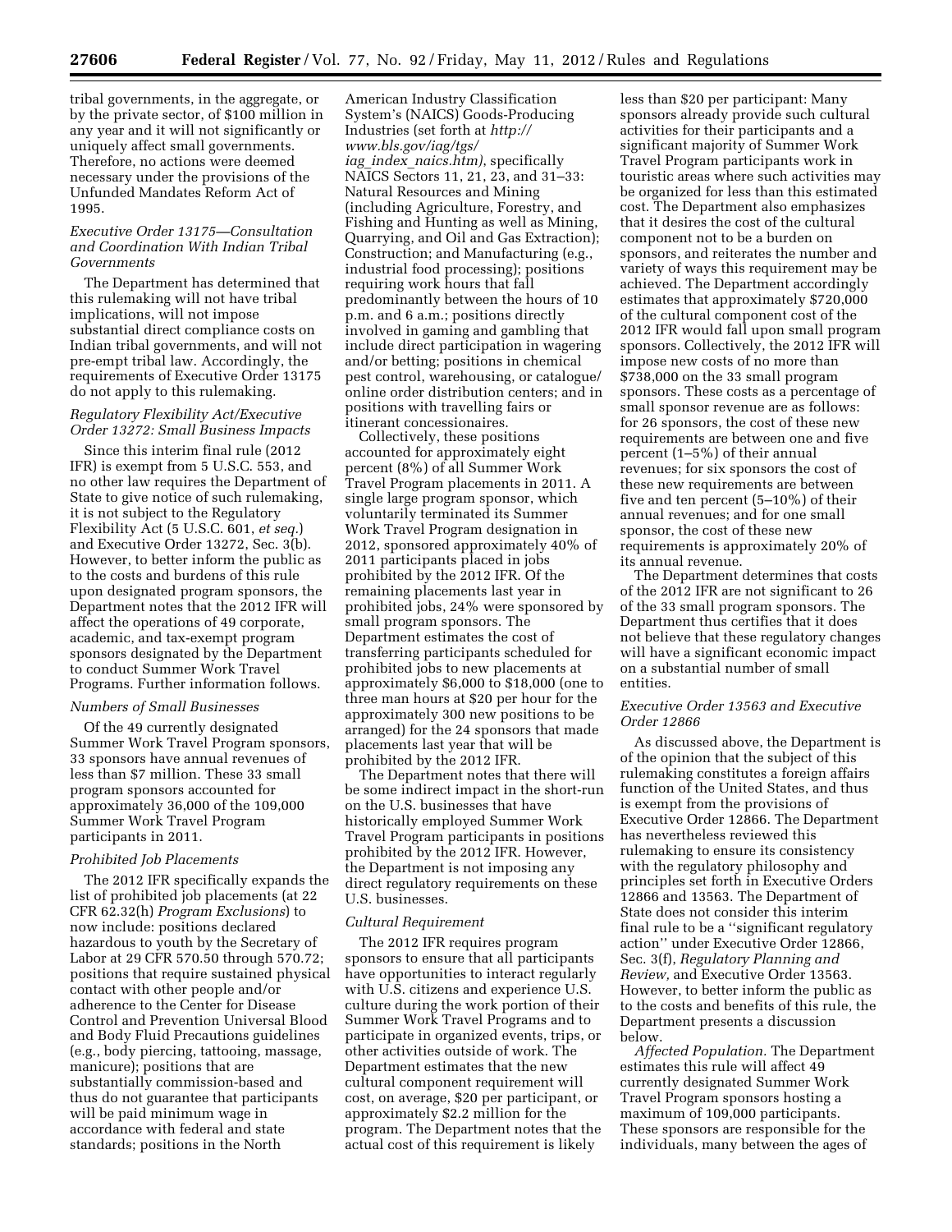tribal governments, in the aggregate, or by the private sector, of $100 million in any year and it will not significantly or uniquely affect small governments. Therefore, no actions were deemed necessary under the provisions of the Unfunded Mandates Reform Act of 1995.

### *Executive Order 13175—Consultation and Coordination With Indian Tribal Governments*

The Department has determined that this rulemaking will not have tribal implications, will not impose substantial direct compliance costs on Indian tribal governments, and will not pre-empt tribal law. Accordingly, the requirements of Executive Order 13175 do not apply to this rulemaking.

### *Regulatory Flexibility Act/Executive Order 13272: Small Business Impacts*

Since this interim final rule (2012 IFR) is exempt from 5 U.S.C. 553, and no other law requires the Department of State to give notice of such rulemaking, it is not subject to the Regulatory Flexibility Act (5 U.S.C. 601, *et seq.*) and Executive Order 13272, Sec. 3(b). However, to better inform the public as to the costs and burdens of this rule upon designated program sponsors, the Department notes that the 2012 IFR will affect the operations of 49 corporate, academic, and tax-exempt program sponsors designated by the Department to conduct Summer Work Travel Programs. Further information follows.

### *Numbers of Small Businesses*

Of the 49 currently designated Summer Work Travel Program sponsors, 33 sponsors have annual revenues of less than $7 million. These 33 small program sponsors accounted for approximately 36,000 of the 109,000 Summer Work Travel Program participants in 2011.

### *Prohibited Job Placements*

The 2012 IFR specifically expands the list of prohibited job placements (at 22 CFR 62.32(h) *Program Exclusions*) to now include: positions declared hazardous to youth by the Secretary of Labor at 29 CFR 570.50 through 570.72; positions that require sustained physical contact with other people and/or adherence to the Center for Disease Control and Prevention Universal Blood and Body Fluid Precautions guidelines (e.g., body piercing, tattooing, massage, manicure); positions that are substantially commission-based and thus do not guarantee that participants will be paid minimum wage in accordance with federal and state standards; positions in the North American Industry Classification System's (NAICS) Goods-Producing Industries (set forth at *http://www.bls.gov/iag/tgs/iag_index_naics.htm)*, specifically NAICS Sectors 11, 21, 23, and 31–33: Natural Resources and Mining (including Agriculture, Forestry, and Fishing and Hunting as well as Mining, Quarrying, and Oil and Gas Extraction); Construction; and Manufacturing (e.g., industrial food processing); positions requiring work hours that fall predominantly between the hours of 10 p.m. and 6 a.m.; positions directly involved in gaming and gambling that include direct participation in wagering and/or betting; positions in chemical pest control, warehousing, or catalogue/online order distribution centers; and in positions with travelling fairs or itinerant concessionaires.

Collectively, these positions accounted for approximately eight percent (8%) of all Summer Work Travel Program placements in 2011. A single large program sponsor, which voluntarily terminated its Summer Work Travel Program designation in 2012, sponsored approximately 40% of 2011 participants placed in jobs prohibited by the 2012 IFR. Of the remaining placements last year in prohibited jobs, 24% were sponsored by small program sponsors. The Department estimates the cost of transferring participants scheduled for prohibited jobs to new placements at approximately $6,000 to $18,000 (one to three man hours at $20 per hour for the approximately 300 new positions to be arranged) for the 24 sponsors that made placements last year that will be prohibited by the 2012 IFR.

The Department notes that there will be some indirect impact in the short-run on the U.S. businesses that have historically employed Summer Work Travel Program participants in positions prohibited by the 2012 IFR. However, the Department is not imposing any direct regulatory requirements on these U.S. businesses.

### *Cultural Requirement*

The 2012 IFR requires program sponsors to ensure that all participants have opportunities to interact regularly with U.S. citizens and experience U.S. culture during the work portion of their Summer Work Travel Programs and to participate in organized events, trips, or other activities outside of work. The Department estimates that the new cultural component requirement will cost, on average, $20 per participant, or approximately $2.2 million for the program. The Department notes that the actual cost of this requirement is likely less than $20 per participant: Many sponsors already provide such cultural activities for their participants and a significant majority of Summer Work Travel Program participants work in touristic areas where such activities may be organized for less than this estimated cost. The Department also emphasizes that it desires the cost of the cultural component not to be a burden on sponsors, and reiterates the number and variety of ways this requirement may be achieved. The Department accordingly estimates that approximately $720,000 of the cultural component cost of the 2012 IFR would fall upon small program sponsors. Collectively, the 2012 IFR will impose new costs of no more than $738,000 on the 33 small program sponsors. These costs as a percentage of small sponsor revenue are as follows: for 26 sponsors, the cost of these new requirements are between one and five percent (1–5%) of their annual revenues; for six sponsors the cost of these new requirements are between five and ten percent (5–10%) of their annual revenues; and for one small sponsor, the cost of these new requirements is approximately 20% of its annual revenue.

The Department determines that costs of the 2012 IFR are not significant to 26 of the 33 small program sponsors. The Department thus certifies that it does not believe that these regulatory changes will have a significant economic impact on a substantial number of small entities.

### *Executive Order 13563 and Executive Order 12866*

As discussed above, the Department is of the opinion that the subject of this rulemaking constitutes a foreign affairs function of the United States, and thus is exempt from the provisions of Executive Order 12866. The Department has nevertheless reviewed this rulemaking to ensure its consistency with the regulatory philosophy and principles set forth in Executive Orders 12866 and 13563. The Department of State does not consider this interim final rule to be a ''significant regulatory action'' under Executive Order 12866, Sec. 3(f), *Regulatory Planning and Review,* and Executive Order 13563. However, to better inform the public as to the costs and benefits of this rule, the Department presents a discussion below.

*Affected Population.* The Department estimates this rule will affect 49 currently designated Summer Work Travel Program sponsors hosting a maximum of 109,000 participants. These sponsors are responsible for the individuals, many between the ages of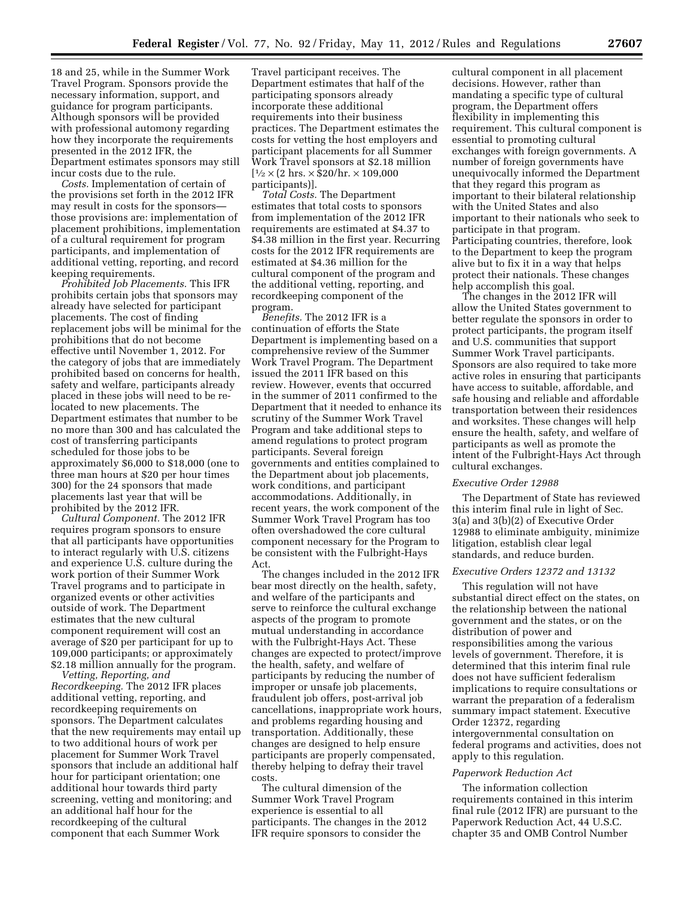18 and 25, while in the Summer Work Travel Program. Sponsors provide the necessary information, support, and guidance for program participants. Although sponsors will be provided with professional automony regarding how they incorporate the requirements presented in the 2012 IFR, the Department estimates sponsors may still incur costs due to the rule.

*Costs.* Implementation of certain of the provisions set forth in the 2012 IFR may result in costs for the sponsors—those provisions are: implementation of placement prohibitions, implementation of a cultural requirement for program participants, and implementation of additional vetting, reporting, and record keeping requirements.

*Prohibited Job Placements.* This IFR prohibits certain jobs that sponsors may already have selected for participant placements. The cost of finding replacement jobs will be minimal for the prohibitions that do not become effective until November 1, 2012. For the category of jobs that are immediately prohibited based on concerns for health, safety and welfare, participants already placed in these jobs will need to be re-located to new placements. The Department estimates that number to be no more than 300 and has calculated the cost of transferring participants scheduled for those jobs to be approximately $6,000 to $18,000 (one to three man hours at $20 per hour times 300) for the 24 sponsors that made placements last year that will be prohibited by the 2012 IFR.

*Cultural Component.* The 2012 IFR requires program sponsors to ensure that all participants have opportunities to interact regularly with U.S. citizens and experience U.S. culture during the work portion of their Summer Work Travel programs and to participate in organized events or other activities outside of work. The Department estimates that the new cultural component requirement will cost an average of $20 per participant for up to 109,000 participants; or approximately $2.18 million annually for the program.

*Vetting, Reporting, and Recordkeeping.* The 2012 IFR places additional vetting, reporting, and recordkeeping requirements on sponsors. The Department calculates that the new requirements may entail up to two additional hours of work per placement for Summer Work Travel sponsors that include an additional half hour for participant orientation; one additional hour towards third party screening, vetting and monitoring; and an additional half hour for the recordkeeping of the cultural component that each Summer Work Travel participant receives. The Department estimates that half of the participating sponsors already incorporate these additional requirements into their business practices. The Department estimates the costs for vetting the host employers and participant placements for all Summer Work Travel sponsors at $2.18 million [$\frac{1}{2} \times$ (2 hrs. $\times$ $20/hr. $\times$ 109,000 participants)].

*Total Costs.* The Department estimates that total costs to sponsors from implementation of the 2012 IFR requirements are estimated at $4.37 to $4.38 million in the first year. Recurring costs for the 2012 IFR requirements are estimated at $4.36 million for the cultural component of the program and the additional vetting, reporting, and recordkeeping component of the program.

*Benefits.* The 2012 IFR is a continuation of efforts the State Department is implementing based on a comprehensive review of the Summer Work Travel Program. The Department issued the 2011 IFR based on this review. However, events that occurred in the summer of 2011 confirmed to the Department that it needed to enhance its scrutiny of the Summer Work Travel Program and take additional steps to amend regulations to protect program participants. Several foreign governments and entities complained to the Department about job placements, work conditions, and participant accommodations. Additionally, in recent years, the work component of the Summer Work Travel Program has too often overshadowed the core cultural component necessary for the Program to be consistent with the Fulbright-Hays Act.

The changes included in the 2012 IFR bear most directly on the health, safety, and welfare of the participants and serve to reinforce the cultural exchange aspects of the program to promote mutual understanding in accordance with the Fulbright-Hays Act. These changes are expected to protect/improve the health, safety, and welfare of participants by reducing the number of improper or unsafe job placements, fraudulent job offers, post-arrival job cancellations, inappropriate work hours, and problems regarding housing and transportation. Additionally, these changes are designed to help ensure participants are properly compensated, thereby helping to defray their travel costs.

The cultural dimension of the Summer Work Travel Program experience is essential to all participants. The changes in the 2012 IFR require sponsors to consider the cultural component in all placement decisions. However, rather than mandating a specific type of cultural program, the Department offers flexibility in implementing this requirement. This cultural component is essential to promoting cultural exchanges with foreign governments. A number of foreign governments have unequivocally informed the Department that they regard this program as important to their bilateral relationship with the United States and also important to their nationals who seek to participate in that program. Participating countries, therefore, look to the Department to keep the program alive but to fix it in a way that helps protect their nationals. These changes help accomplish this goal.

The changes in the 2012 IFR will allow the United States government to better regulate the sponsors in order to protect participants, the program itself and U.S. communities that support Summer Work Travel participants. Sponsors are also required to take more active roles in ensuring that participants have access to suitable, affordable, and safe housing and reliable and affordable transportation between their residences and worksites. These changes will help ensure the health, safety, and welfare of participants as well as promote the intent of the Fulbright-Hays Act through cultural exchanges.

*Executive Order 12988*

The Department of State has reviewed this interim final rule in light of Sec. 3(a) and 3(b)(2) of Executive Order 12988 to eliminate ambiguity, minimize litigation, establish clear legal standards, and reduce burden.

*Executive Orders 12372 and 13132*

This regulation will not have substantial direct effect on the states, on the relationship between the national government and the states, or on the distribution of power and responsibilities among the various levels of government. Therefore, it is determined that this interim final rule does not have sufficient federalism implications to require consultations or warrant the preparation of a federalism summary impact statement. Executive Order 12372, regarding intergovernmental consultation on federal programs and activities, does not apply to this regulation.

*Paperwork Reduction Act*

The information collection requirements contained in this interim final rule (2012 IFR) are pursuant to the Paperwork Reduction Act, 44 U.S.C. chapter 35 and OMB Control Number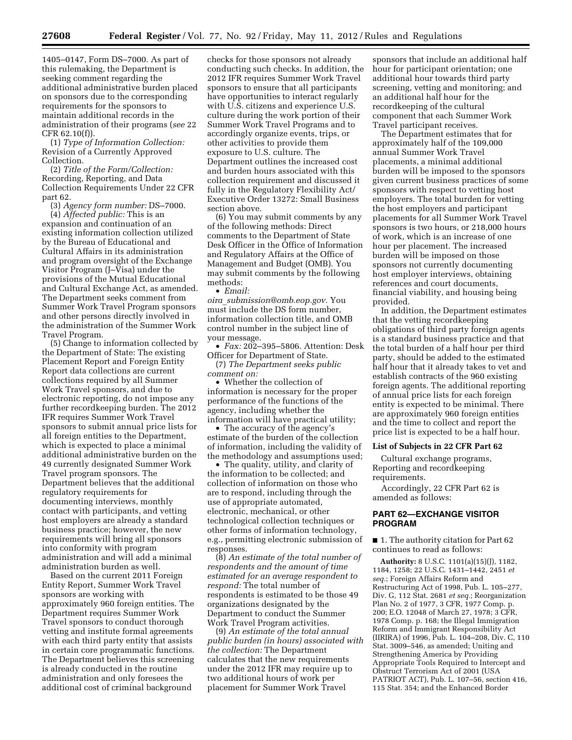1405–0147, Form DS–7000. As part of this rulemaking, the Department is seeking comment regarding the additional administrative burden placed on sponsors due to the corresponding requirements for the sponsors to maintain additional records in the administration of their programs (*see* 22 CFR 62.10(f)).

(1) *Type of Information Collection:* Revision of a Currently Approved Collection.

(2) *Title of the Form/Collection:* Recording, Reporting, and Data Collection Requirements Under 22 CFR part 62.

(3) *Agency form number:* DS–7000.

(4) *Affected public:* This is an expansion and continuation of an existing information collection utilized by the Bureau of Educational and Cultural Affairs in its administration and program oversight of the Exchange Visitor Program (J–Visa) under the provisions of the Mutual Educational and Cultural Exchange Act, as amended. The Department seeks comment from Summer Work Travel Program sponsors and other persons directly involved in the administration of the Summer Work Travel Program.

(5) Change to information collected by the Department of State: The existing Placement Report and Foreign Entity Report data collections are current collections required by all Summer Work Travel sponsors, and due to electronic reporting, do not impose any further recordkeeping burden. The 2012 IFR requires Summer Work Travel sponsors to submit annual price lists for all foreign entities to the Department, which is expected to place a minimal additional administrative burden on the 49 currently designated Summer Work Travel program sponsors. The Department believes that the additional regulatory requirements for documenting interviews, monthly contact with participants, and vetting host employers are already a standard business practice; however, the new requirements will bring all sponsors into conformity with program administration and will add a minimal administration burden as well.

Based on the current 2011 Foreign Entity Report, Summer Work Travel sponsors are working with approximately 960 foreign entities. The Department requires Summer Work Travel sponsors to conduct thorough vetting and institute formal agreements with each third party entity that assists in certain core programmatic functions. The Department believes this screening is already conducted in the routine administration and only foresees the additional cost of criminal background checks for those sponsors not already conducting such checks. In addition, the 2012 IFR requires Summer Work Travel sponsors to ensure that all participants have opportunities to interact regularly with U.S. citizens and experience U.S. culture during the work portion of their Summer Work Travel Programs and to accordingly organize events, trips, or other activities to provide them exposure to U.S. culture. The Department outlines the increased cost and burden hours associated with this collection requirement and discussed it fully in the Regulatory Flexibility Act/ Executive Order 13272: Small Business section above.

(6) You may submit comments by any of the following methods: Direct comments to the Department of State Desk Officer in the Office of Information and Regulatory Affairs at the Office of Management and Budget (OMB). You may submit comments by the following methods:

- *Email: oira_submission@omb.eop.gov.* You must include the DS form number, information collection title, and OMB control number in the subject line of your message.
- *Fax:* 202–395–5806. Attention: Desk Officer for Department of State.

(7) *The Department seeks public comment on:*

- Whether the collection of information is necessary for the proper performance of the functions of the agency, including whether the information will have practical utility;
- The accuracy of the agency's estimate of the burden of the collection of information, including the validity of the methodology and assumptions used;
- The quality, utility, and clarity of the information to be collected; and collection of information on those who are to respond, including through the use of appropriate automated, electronic, mechanical, or other technological collection techniques or other forms of information technology, e.g., permitting electronic submission of responses.

(8) *An estimate of the total number of respondents and the amount of time estimated for an average respondent to respond:* The total number of respondents is estimated to be those 49 organizations designated by the Department to conduct the Summer Work Travel Program activities.

(9) *An estimate of the total annual public burden (in hours) associated with the collection:* The Department calculates that the new requirements under the 2012 IFR may require up to two additional hours of work per placement for Summer Work Travel sponsors that include an additional half hour for participant orientation; one additional hour towards third party screening, vetting and monitoring; and an additional half hour for the recordkeeping of the cultural component that each Summer Work Travel participant receives.

The Department estimates that for approximately half of the 109,000 annual Summer Work Travel placements, a minimal additional burden will be imposed to the sponsors given current business practices of some sponsors with respect to vetting host employers. The total burden for vetting the host employers and participant placements for all Summer Work Travel sponsors is two hours, or 218,000 hours of work, which is an increase of one hour per placement. The increased burden will be imposed on those sponsors not currently documenting host employer interviews, obtaining references and court documents, financial viability, and housing being provided.

In addition, the Department estimates that the vetting recordkeeping obligations of third party foreign agents is a standard business practice and that the total burden of a half hour per third party, should be added to the estimated half hour that it already takes to vet and establish contracts of the 960 existing foreign agents. The additional reporting of annual price lists for each foreign entity is expected to be minimal. There are approximately 960 foreign entities and the time to collect and report the price list is expected to be a half hour.

## List of Subjects in 22 CFR Part 62

Cultural exchange programs, Reporting and recordkeeping requirements.

Accordingly, 22 CFR Part 62 is amended as follows:

## PART 62—EXCHANGE VISITOR PROGRAM

■ 1. The authority citation for Part 62 continues to read as follows:

**Authority:** 8 U.S.C. 1101(a)(15)(J), 1182, 1184, 1258; 22 U.S.C. 1431–1442, 2451 *et seq.*; Foreign Affairs Reform and Restructuring Act of 1998, Pub. L. 105–277, Div. G, 112 Stat. 2681 *et seq.*; Reorganization Plan No. 2 of 1977, 3 CFR, 1977 Comp. p. 200; E.O. 12048 of March 27, 1978; 3 CFR, 1978 Comp. p. 168; the Illegal Immigration Reform and Immigrant Responsibility Act (IIRIRA) of 1996, Pub. L. 104–208, Div. C, 110 Stat. 3009–546, as amended; Uniting and Strengthening America by Providing Appropriate Tools Required to Intercept and Obstruct Terrorism Act of 2001 (USA PATRIOT ACT), Pub. L. 107–56, section 416, 115 Stat. 354; and the Enhanced Border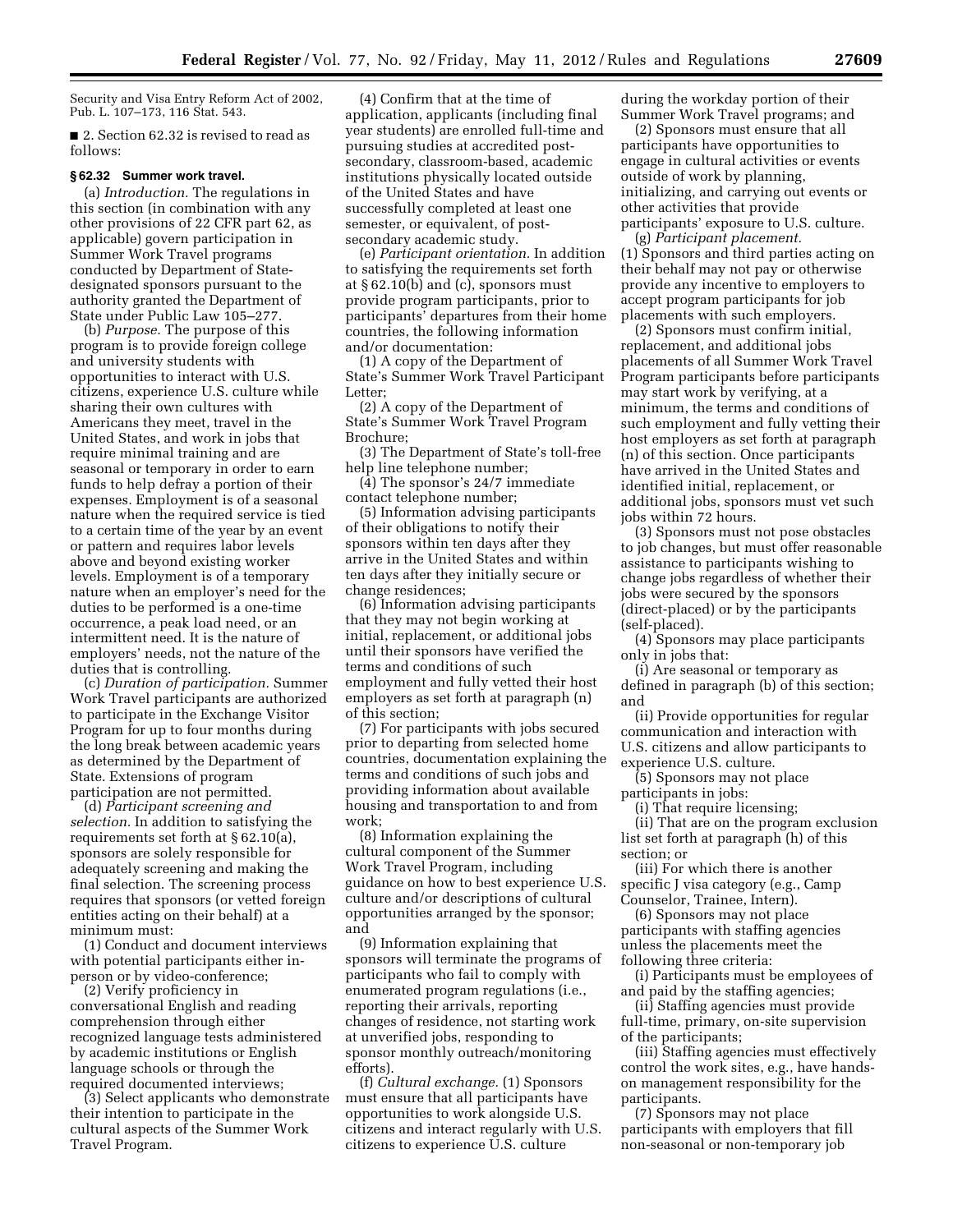Security and Visa Entry Reform Act of 2002, Pub. L. 107–173, 116 Stat. 543.

■ 2. Section 62.32 is revised to read as follows:

### § 62.32 Summer work travel.

(a) *Introduction.* The regulations in this section (in combination with any other provisions of 22 CFR part 62, as applicable) govern participation in Summer Work Travel programs conducted by Department of State-designated sponsors pursuant to the authority granted the Department of State under Public Law 105–277.

(b) *Purpose.* The purpose of this program is to provide foreign college and university students with opportunities to interact with U.S. citizens, experience U.S. culture while sharing their own cultures with Americans they meet, travel in the United States, and work in jobs that require minimal training and are seasonal or temporary in order to earn funds to help defray a portion of their expenses. Employment is of a seasonal nature when the required service is tied to a certain time of the year by an event or pattern and requires labor levels above and beyond existing worker levels. Employment is of a temporary nature when an employer's need for the duties to be performed is a one-time occurrence, a peak load need, or an intermittent need. It is the nature of employers' needs, not the nature of the duties that is controlling.

(c) *Duration of participation.* Summer Work Travel participants are authorized to participate in the Exchange Visitor Program for up to four months during the long break between academic years as determined by the Department of State. Extensions of program participation are not permitted.

(d) *Participant screening and selection.* In addition to satisfying the requirements set forth at § 62.10(a), sponsors are solely responsible for adequately screening and making the final selection. The screening process requires that sponsors (or vetted foreign entities acting on their behalf) at a minimum must:

(1) Conduct and document interviews with potential participants either in-person or by video-conference;

(2) Verify proficiency in conversational English and reading comprehension through either recognized language tests administered by academic institutions or English language schools or through the required documented interviews;

(3) Select applicants who demonstrate their intention to participate in the cultural aspects of the Summer Work Travel Program.

(4) Confirm that at the time of application, applicants (including final year students) are enrolled full-time and pursuing studies at accredited post-secondary, classroom-based, academic institutions physically located outside of the United States and have successfully completed at least one semester, or equivalent, of post-secondary academic study.

(e) *Participant orientation.* In addition to satisfying the requirements set forth at § 62.10(b) and (c), sponsors must provide program participants, prior to participants' departures from their home countries, the following information and/or documentation:

(1) A copy of the Department of State's Summer Work Travel Participant Letter;

(2) A copy of the Department of State's Summer Work Travel Program Brochure;

(3) The Department of State's toll-free help line telephone number;

(4) The sponsor's 24/7 immediate contact telephone number;

(5) Information advising participants of their obligations to notify their sponsors within ten days after they arrive in the United States and within ten days after they initially secure or change residences;

(6) Information advising participants that they may not begin working at initial, replacement, or additional jobs until their sponsors have verified the terms and conditions of such employment and fully vetted their host employers as set forth at paragraph (n) of this section;

(7) For participants with jobs secured prior to departing from selected home countries, documentation explaining the terms and conditions of such jobs and providing information about available housing and transportation to and from work;

(8) Information explaining the cultural component of the Summer Work Travel Program, including guidance on how to best experience U.S. culture and/or descriptions of cultural opportunities arranged by the sponsor; and

(9) Information explaining that sponsors will terminate the programs of participants who fail to comply with enumerated program regulations (i.e., reporting their arrivals, reporting changes of residence, not starting work at unverified jobs, responding to sponsor monthly outreach/monitoring efforts).

(f) *Cultural exchange.* (1) Sponsors must ensure that all participants have opportunities to work alongside U.S. citizens and interact regularly with U.S. citizens to experience U.S. culture during the workday portion of their Summer Work Travel programs; and

(2) Sponsors must ensure that all participants have opportunities to engage in cultural activities or events outside of work by planning, initializing, and carrying out events or other activities that provide participants' exposure to U.S. culture.

(g) *Participant placement.* (1) Sponsors and third parties acting on their behalf may not pay or otherwise provide any incentive to employers to accept program participants for job placements with such employers.

(2) Sponsors must confirm initial, replacement, and additional jobs placements of all Summer Work Travel Program participants before participants may start work by verifying, at a minimum, the terms and conditions of such employment and fully vetting their host employers as set forth at paragraph (n) of this section. Once participants have arrived in the United States and identified initial, replacement, or additional jobs, sponsors must vet such jobs within 72 hours.

(3) Sponsors must not pose obstacles to job changes, but must offer reasonable assistance to participants wishing to change jobs regardless of whether their jobs were secured by the sponsors (direct-placed) or by the participants (self-placed).

(4) Sponsors may place participants only in jobs that:

(i) Are seasonal or temporary as defined in paragraph (b) of this section; and

(ii) Provide opportunities for regular communication and interaction with U.S. citizens and allow participants to experience U.S. culture.

(5) Sponsors may not place participants in jobs:

(i) That require licensing;

(ii) That are on the program exclusion list set forth at paragraph (h) of this section; or

(iii) For which there is another specific J visa category (e.g., Camp Counselor, Trainee, Intern).

(6) Sponsors may not place participants with staffing agencies unless the placements meet the following three criteria:

(i) Participants must be employees of and paid by the staffing agencies;

(ii) Staffing agencies must provide full-time, primary, on-site supervision of the participants;

(iii) Staffing agencies must effectively control the work sites, e.g., have hands-on management responsibility for the participants.

(7) Sponsors may not place participants with employers that fill non-seasonal or non-temporary job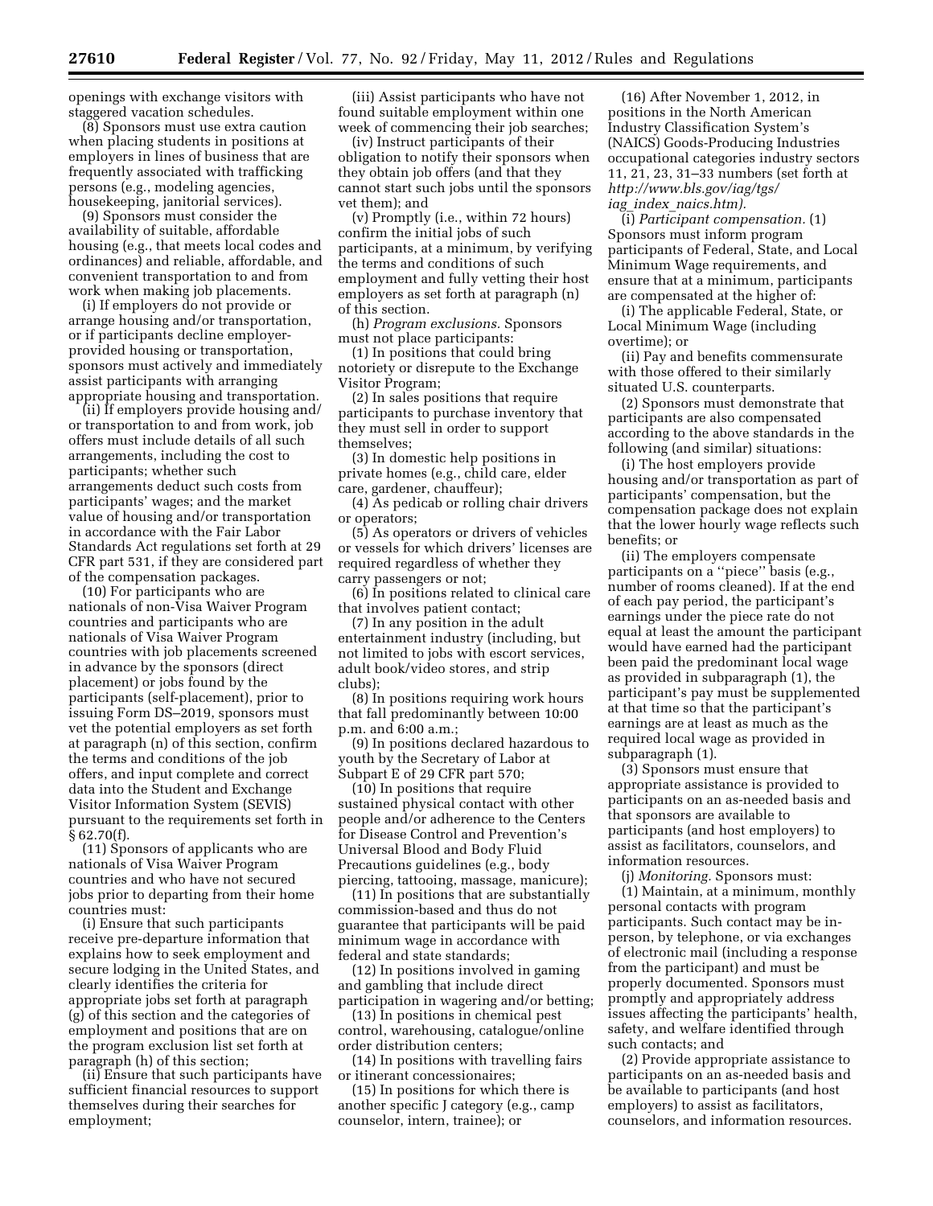openings with exchange visitors with staggered vacation schedules.

(8) Sponsors must use extra caution when placing students in positions at employers in lines of business that are frequently associated with trafficking persons (e.g., modeling agencies, housekeeping, janitorial services).

(9) Sponsors must consider the availability of suitable, affordable housing (e.g., that meets local codes and ordinances) and reliable, affordable, and convenient transportation to and from work when making job placements.

(i) If employers do not provide or arrange housing and/or transportation, or if participants decline employer-provided housing or transportation, sponsors must actively and immediately assist participants with arranging appropriate housing and transportation.

(ii) If employers provide housing and/or transportation to and from work, job offers must include details of all such arrangements, including the cost to participants; whether such arrangements deduct such costs from participants' wages; and the market value of housing and/or transportation in accordance with the Fair Labor Standards Act regulations set forth at 29 CFR part 531, if they are considered part of the compensation packages.

(10) For participants who are nationals of non-Visa Waiver Program countries and participants who are nationals of Visa Waiver Program countries with job placements screened in advance by the sponsors (direct placement) or jobs found by the participants (self-placement), prior to issuing Form DS–2019, sponsors must vet the potential employers as set forth at paragraph (n) of this section, confirm the terms and conditions of the job offers, and input complete and correct data into the Student and Exchange Visitor Information System (SEVIS) pursuant to the requirements set forth in § 62.70(f).

(11) Sponsors of applicants who are nationals of Visa Waiver Program countries and who have not secured jobs prior to departing from their home countries must:

(i) Ensure that such participants receive pre-departure information that explains how to seek employment and secure lodging in the United States, and clearly identifies the criteria for appropriate jobs set forth at paragraph (g) of this section and the categories of employment and positions that are on the program exclusion list set forth at paragraph (h) of this section;

(ii) Ensure that such participants have sufficient financial resources to support themselves during their searches for employment;

(iii) Assist participants who have not found suitable employment within one week of commencing their job searches;

(iv) Instruct participants of their obligation to notify their sponsors when they obtain job offers (and that they cannot start such jobs until the sponsors vet them); and

(v) Promptly (i.e., within 72 hours) confirm the initial jobs of such participants, at a minimum, by verifying the terms and conditions of such employment and fully vetting their host employers as set forth at paragraph (n) of this section.

(h) *Program exclusions.* Sponsors must not place participants:

(1) In positions that could bring notoriety or disrepute to the Exchange Visitor Program;

(2) In sales positions that require participants to purchase inventory that they must sell in order to support themselves;

(3) In domestic help positions in private homes (e.g., child care, elder care, gardener, chauffeur);

(4) As pedicab or rolling chair drivers or operators;

(5) As operators or drivers of vehicles or vessels for which drivers' licenses are required regardless of whether they carry passengers or not;

(6) In positions related to clinical care that involves patient contact;

(7) In any position in the adult entertainment industry (including, but not limited to jobs with escort services, adult book/video stores, and strip clubs);

(8) In positions requiring work hours that fall predominantly between 10:00 p.m. and 6:00 a.m.;

(9) In positions declared hazardous to youth by the Secretary of Labor at Subpart E of 29 CFR part 570;

(10) In positions that require sustained physical contact with other people and/or adherence to the Centers for Disease Control and Prevention's Universal Blood and Body Fluid Precautions guidelines (e.g., body piercing, tattooing, massage, manicure);

(11) In positions that are substantially commission-based and thus do not guarantee that participants will be paid minimum wage in accordance with federal and state standards;

(12) In positions involved in gaming and gambling that include direct participation in wagering and/or betting;

(13) In positions in chemical pest control, warehousing, catalogue/online order distribution centers;

(14) In positions with travelling fairs or itinerant concessionaires;

(15) In positions for which there is another specific J category (e.g., camp counselor, intern, trainee); or

(16) After November 1, 2012, in positions in the North American Industry Classification System's (NAICS) Goods-Producing Industries occupational categories industry sectors 11, 21, 23, 31–33 numbers (set forth at *http://www.bls.gov/iag/tgs/iag_index_naics.htm).*

(i) *Participant compensation.* (1) Sponsors must inform program participants of Federal, State, and Local Minimum Wage requirements, and ensure that at a minimum, participants are compensated at the higher of:

(i) The applicable Federal, State, or Local Minimum Wage (including overtime); or

(ii) Pay and benefits commensurate with those offered to their similarly situated U.S. counterparts.

(2) Sponsors must demonstrate that participants are also compensated according to the above standards in the following (and similar) situations:

(i) The host employers provide housing and/or transportation as part of participants' compensation, but the compensation package does not explain that the lower hourly wage reflects such benefits; or

(ii) The employers compensate participants on a ''piece'' basis (e.g., number of rooms cleaned). If at the end of each pay period, the participant's earnings under the piece rate do not equal at least the amount the participant would have earned had the participant been paid the predominant local wage as provided in subparagraph (1), the participant's pay must be supplemented at that time so that the participant's earnings are at least as much as the required local wage as provided in subparagraph (1).

(3) Sponsors must ensure that appropriate assistance is provided to participants on an as-needed basis and that sponsors are available to participants (and host employers) to assist as facilitators, counselors, and information resources.

(j) *Monitoring.* Sponsors must:

(1) Maintain, at a minimum, monthly personal contacts with program participants. Such contact may be in-person, by telephone, or via exchanges of electronic mail (including a response from the participant) and must be properly documented. Sponsors must promptly and appropriately address issues affecting the participants' health, safety, and welfare identified through such contacts; and

(2) Provide appropriate assistance to participants on an as-needed basis and be available to participants (and host employers) to assist as facilitators, counselors, and information resources.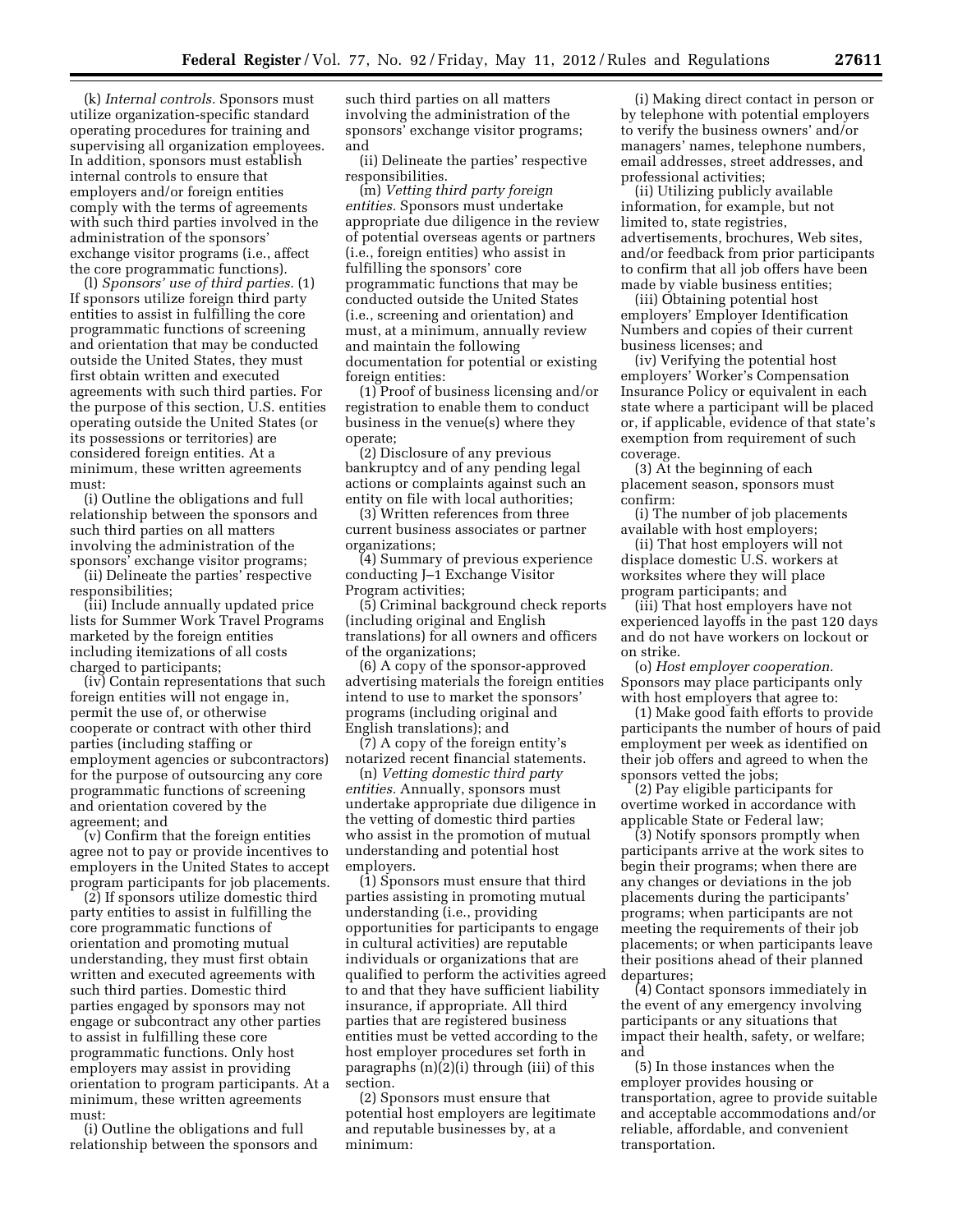(k) *Internal controls.* Sponsors must utilize organization-specific standard operating procedures for training and supervising all organization employees. In addition, sponsors must establish internal controls to ensure that employers and/or foreign entities comply with the terms of agreements with such third parties involved in the administration of the sponsors' exchange visitor programs (i.e., affect the core programmatic functions).

(l) *Sponsors' use of third parties.* (1) If sponsors utilize foreign third party entities to assist in fulfilling the core programmatic functions of screening and orientation that may be conducted outside the United States, they must first obtain written and executed agreements with such third parties. For the purpose of this section, U.S. entities operating outside the United States (or its possessions or territories) are considered foreign entities. At a minimum, these written agreements must:

(i) Outline the obligations and full relationship between the sponsors and such third parties on all matters involving the administration of the sponsors' exchange visitor programs;

(ii) Delineate the parties' respective responsibilities;

(iii) Include annually updated price lists for Summer Work Travel Programs marketed by the foreign entities including itemizations of all costs charged to participants;

(iv) Contain representations that such foreign entities will not engage in, permit the use of, or otherwise cooperate or contract with other third parties (including staffing or employment agencies or subcontractors) for the purpose of outsourcing any core programmatic functions of screening and orientation covered by the agreement; and

(v) Confirm that the foreign entities agree not to pay or provide incentives to employers in the United States to accept program participants for job placements.

(2) If sponsors utilize domestic third party entities to assist in fulfilling the core programmatic functions of orientation and promoting mutual understanding, they must first obtain written and executed agreements with such third parties. Domestic third parties engaged by sponsors may not engage or subcontract any other parties to assist in fulfilling these core programmatic functions. Only host employers may assist in providing orientation to program participants. At a minimum, these written agreements must:

(i) Outline the obligations and full relationship between the sponsors and such third parties on all matters involving the administration of the sponsors' exchange visitor programs; and

(ii) Delineate the parties' respective responsibilities.

(m) *Vetting third party foreign entities.* Sponsors must undertake appropriate due diligence in the review of potential overseas agents or partners (i.e., foreign entities) who assist in fulfilling the sponsors' core programmatic functions that may be conducted outside the United States (i.e., screening and orientation) and must, at a minimum, annually review and maintain the following documentation for potential or existing foreign entities:

(1) Proof of business licensing and/or registration to enable them to conduct business in the venue(s) where they operate;

(2) Disclosure of any previous bankruptcy and of any pending legal actions or complaints against such an entity on file with local authorities;

(3) Written references from three current business associates or partner organizations;

(4) Summary of previous experience conducting J–1 Exchange Visitor Program activities;

(5) Criminal background check reports (including original and English translations) for all owners and officers of the organizations;

(6) A copy of the sponsor-approved advertising materials the foreign entities intend to use to market the sponsors' programs (including original and English translations); and

(7) A copy of the foreign entity's notarized recent financial statements.

(n) *Vetting domestic third party entities.* Annually, sponsors must undertake appropriate due diligence in the vetting of domestic third parties who assist in the promotion of mutual understanding and potential host employers.

(1) Sponsors must ensure that third parties assisting in promoting mutual understanding (i.e., providing opportunities for participants to engage in cultural activities) are reputable individuals or organizations that are qualified to perform the activities agreed to and that they have sufficient liability insurance, if appropriate. All third parties that are registered business entities must be vetted according to the host employer procedures set forth in paragraphs (n)(2)(i) through (iii) of this section.

(2) Sponsors must ensure that potential host employers are legitimate and reputable businesses by, at a minimum:

(i) Making direct contact in person or by telephone with potential employers to verify the business owners' and/or managers' names, telephone numbers, email addresses, street addresses, and professional activities;

(ii) Utilizing publicly available information, for example, but not limited to, state registries, advertisements, brochures, Web sites, and/or feedback from prior participants to confirm that all job offers have been made by viable business entities;

(iii) Obtaining potential host employers' Employer Identification Numbers and copies of their current business licenses; and

(iv) Verifying the potential host employers' Worker's Compensation Insurance Policy or equivalent in each state where a participant will be placed or, if applicable, evidence of that state's exemption from requirement of such coverage.

(3) At the beginning of each placement season, sponsors must confirm:

(i) The number of job placements available with host employers;

(ii) That host employers will not displace domestic U.S. workers at worksites where they will place program participants; and

(iii) That host employers have not experienced layoffs in the past 120 days and do not have workers on lockout or on strike.

(o) *Host employer cooperation.* Sponsors may place participants only with host employers that agree to:

(1) Make good faith efforts to provide participants the number of hours of paid employment per week as identified on their job offers and agreed to when the sponsors vetted the jobs;

(2) Pay eligible participants for overtime worked in accordance with applicable State or Federal law;

(3) Notify sponsors promptly when participants arrive at the work sites to begin their programs; when there are any changes or deviations in the job placements during the participants' programs; when participants are not meeting the requirements of their job placements; or when participants leave their positions ahead of their planned departures;

(4) Contact sponsors immediately in the event of any emergency involving participants or any situations that impact their health, safety, or welfare; and

(5) In those instances when the employer provides housing or transportation, agree to provide suitable and acceptable accommodations and/or reliable, affordable, and convenient transportation.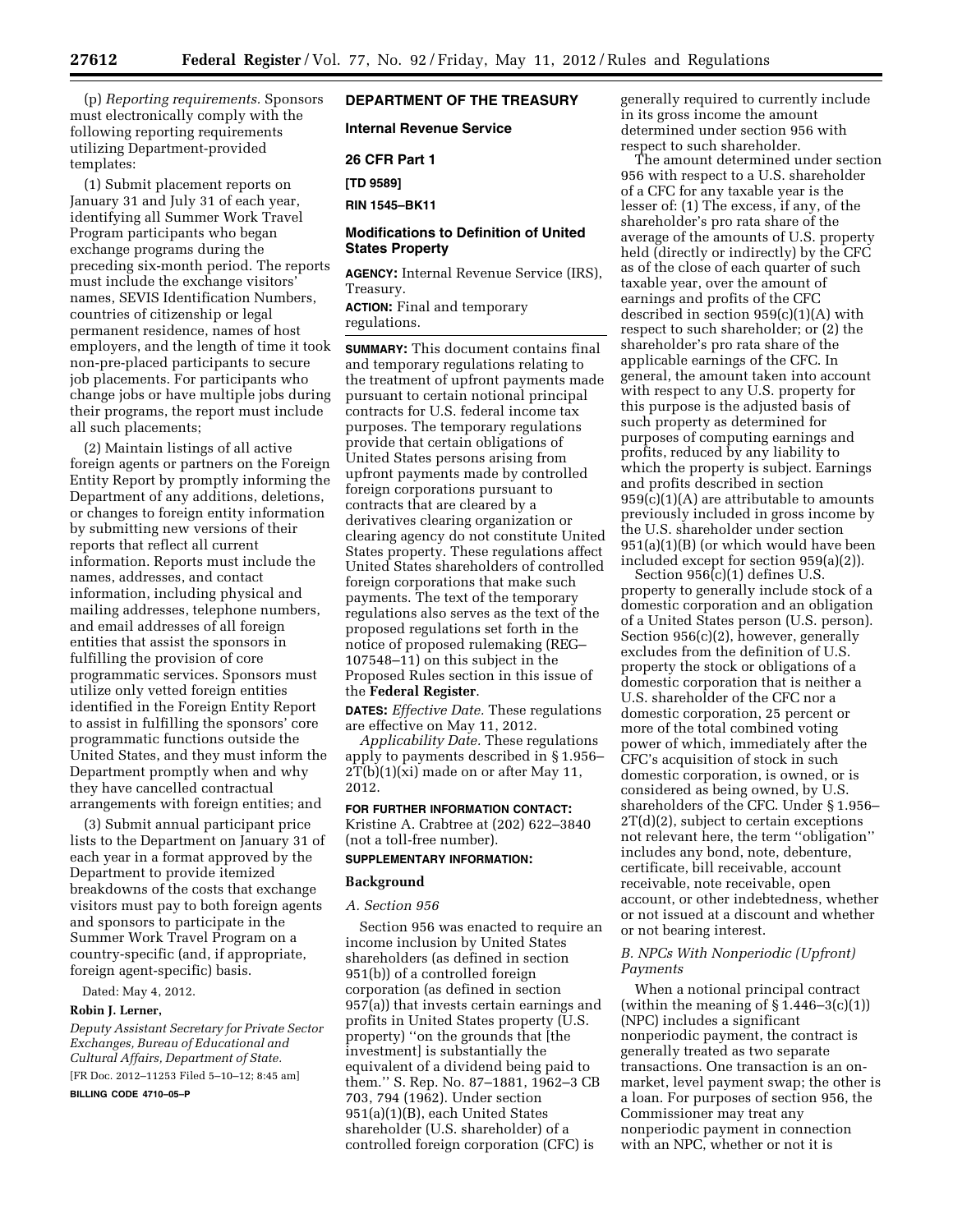(p) *Reporting requirements.* Sponsors must electronically comply with the following reporting requirements utilizing Department-provided templates:

(1) Submit placement reports on January 31 and July 31 of each year, identifying all Summer Work Travel Program participants who began exchange programs during the preceding six-month period. The reports must include the exchange visitors' names, SEVIS Identification Numbers, countries of citizenship or legal permanent residence, names of host employers, and the length of time it took non-pre-placed participants to secure job placements. For participants who change jobs or have multiple jobs during their programs, the report must include all such placements;

(2) Maintain listings of all active foreign agents or partners on the Foreign Entity Report by promptly informing the Department of any additions, deletions, or changes to foreign entity information by submitting new versions of their reports that reflect all current information. Reports must include the names, addresses, and contact information, including physical and mailing addresses, telephone numbers, and email addresses of all foreign entities that assist the sponsors in fulfilling the provision of core programmatic services. Sponsors must utilize only vetted foreign entities identified in the Foreign Entity Report to assist in fulfilling the sponsors' core programmatic functions outside the United States, and they must inform the Department promptly when and why they have cancelled contractual arrangements with foreign entities; and

(3) Submit annual participant price lists to the Department on January 31 of each year in a format approved by the Department to provide itemized breakdowns of the costs that exchange visitors must pay to both foreign agents and sponsors to participate in the Summer Work Travel Program on a country-specific (and, if appropriate, foreign agent-specific) basis.

Dated: May 4, 2012.

**Robin J. Lerner,**

*Deputy Assistant Secretary for Private Sector Exchanges, Bureau of Educational and Cultural Affairs, Department of State.*

[FR Doc. 2012–11253 Filed 5–10–12; 8:45 am]

**BILLING CODE 4710–05–P**

## DEPARTMENT OF THE TREASURY

### Internal Revenue Service

### 26 CFR Part 1

**[TD 9589]**

**RIN 1545–BK11**

### Modifications to Definition of United States Property

**AGENCY:** Internal Revenue Service (IRS), Treasury.

**ACTION:** Final and temporary regulations.

**SUMMARY:** This document contains final and temporary regulations relating to the treatment of upfront payments made pursuant to certain notional principal contracts for U.S. federal income tax purposes. The temporary regulations provide that certain obligations of United States persons arising from upfront payments made by controlled foreign corporations pursuant to contracts that are cleared by a derivatives clearing organization or clearing agency do not constitute United States property. These regulations affect United States shareholders of controlled foreign corporations that make such payments. The text of the temporary regulations also serves as the text of the proposed regulations set forth in the notice of proposed rulemaking (REG–107548–11) on this subject in the Proposed Rules section in this issue of the **Federal Register**.

**DATES:** *Effective Date.* These regulations are effective on May 11, 2012.

*Applicability Date.* These regulations apply to payments described in § 1.956–2T(b)(1)(xi) made on or after May 11, 2012.

**FOR FURTHER INFORMATION CONTACT:** Kristine A. Crabtree at (202) 622–3840 (not a toll-free number).

**SUPPLEMENTARY INFORMATION:**

**Background**

*A. Section 956*

Section 956 was enacted to require an income inclusion by United States shareholders (as defined in section 951(b)) of a controlled foreign corporation (as defined in section 957(a)) that invests certain earnings and profits in United States property (U.S. property) ''on the grounds that [the investment] is substantially the equivalent of a dividend being paid to them.'' S. Rep. No. 87–1881, 1962–3 CB 703, 794 (1962). Under section 951(a)(1)(B), each United States shareholder (U.S. shareholder) of a controlled foreign corporation (CFC) is generally required to currently include in its gross income the amount determined under section 956 with respect to such shareholder.

The amount determined under section 956 with respect to a U.S. shareholder of a CFC for any taxable year is the lesser of: (1) The excess, if any, of the shareholder's pro rata share of the average of the amounts of U.S. property held (directly or indirectly) by the CFC as of the close of each quarter of such taxable year, over the amount of earnings and profits of the CFC described in section 959(c)(1)(A) with respect to such shareholder; or (2) the shareholder's pro rata share of the applicable earnings of the CFC. In general, the amount taken into account with respect to any U.S. property for this purpose is the adjusted basis of such property as determined for purposes of computing earnings and profits, reduced by any liability to which the property is subject. Earnings and profits described in section 959(c)(1)(A) are attributable to amounts previously included in gross income by the U.S. shareholder under section 951(a)(1)(B) (or which would have been included except for section 959(a)(2)).

Section 956(c)(1) defines U.S. property to generally include stock of a domestic corporation and an obligation of a United States person (U.S. person). Section 956(c)(2), however, generally excludes from the definition of U.S. property the stock or obligations of a domestic corporation that is neither a U.S. shareholder of the CFC nor a domestic corporation, 25 percent or more of the total combined voting power of which, immediately after the CFC's acquisition of stock in such domestic corporation, is owned, or is considered as being owned, by U.S. shareholders of the CFC. Under § 1.956–2T(d)(2), subject to certain exceptions not relevant here, the term ''obligation'' includes any bond, note, debenture, certificate, bill receivable, account receivable, note receivable, open account, or other indebtedness, whether or not issued at a discount and whether or not bearing interest.

*B. NPCs With Nonperiodic (Upfront) Payments*

When a notional principal contract (within the meaning of § 1.446–3(c)(1)) (NPC) includes a significant nonperiodic payment, the contract is generally treated as two separate transactions. One transaction is an on-market, level payment swap; the other is a loan. For purposes of section 956, the Commissioner may treat any nonperiodic payment in connection with an NPC, whether or not it is